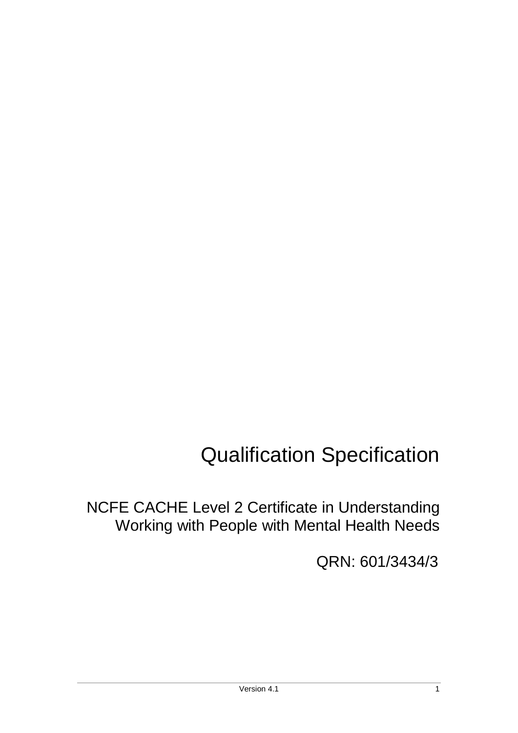# Qualification Specification

## NCFE CACHE Level 2 Certificate in Understanding Working with People with Mental Health Needs

QRN: 601/3434/3

Version 4.1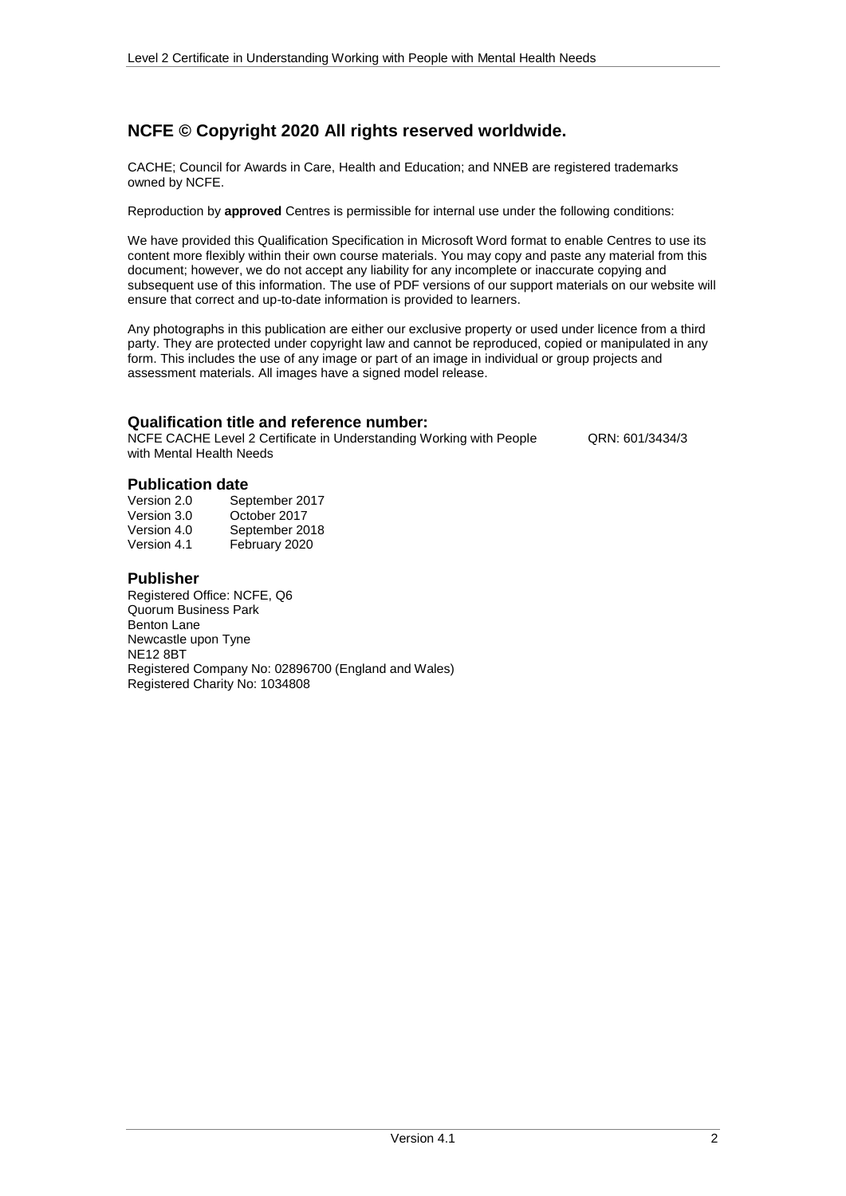## NCFE © Copyright 2020 All rights reserved worldwide.

CACHE; Council for Awards in Care, Health and Education; and NNEB are registered trademarks owned by NCFE.

Reproduction by **approved** Centres is permissible for internal use under the following conditions:

We have provided this Qualification Specification in Microsoft Word format to enable Centres to use its content more flexibly within their own course materials. You may copy and paste any material from this document; however, we do not accept any liability for any incomplete or inaccurate copying and subsequent use of this information. The use of PDF versions of our support materials on our website will ensure that correct and up-to-date information is provided to learners.

Any photographs in this publication are either our exclusive property or used under licence from a third party. They are protected under copyright law and cannot be reproduced, copied or manipulated in any form. This includes the use of any image or part of an image in individual or group projects and assessment materials. All images have a signed model release.

### Qualification title and reference number:

NCFE CACHE Level 2 Certificate in Understanding Working with People with Mental Health Needs QRN: 601/3434/3

### Publication date

| | |
|---|---|
| Version 2.0 | September 2017 |
| Version 3.0 | October 2017 |
| Version 4.0 | September 2018 |
| Version 4.1 | February 2020 |

### Publisher

Registered Office: NCFE, Q6
Quorum Business Park
Benton Lane
Newcastle upon Tyne
NE12 8BT
Registered Company No: 02896700 (England and Wales)
Registered Charity No: 1034808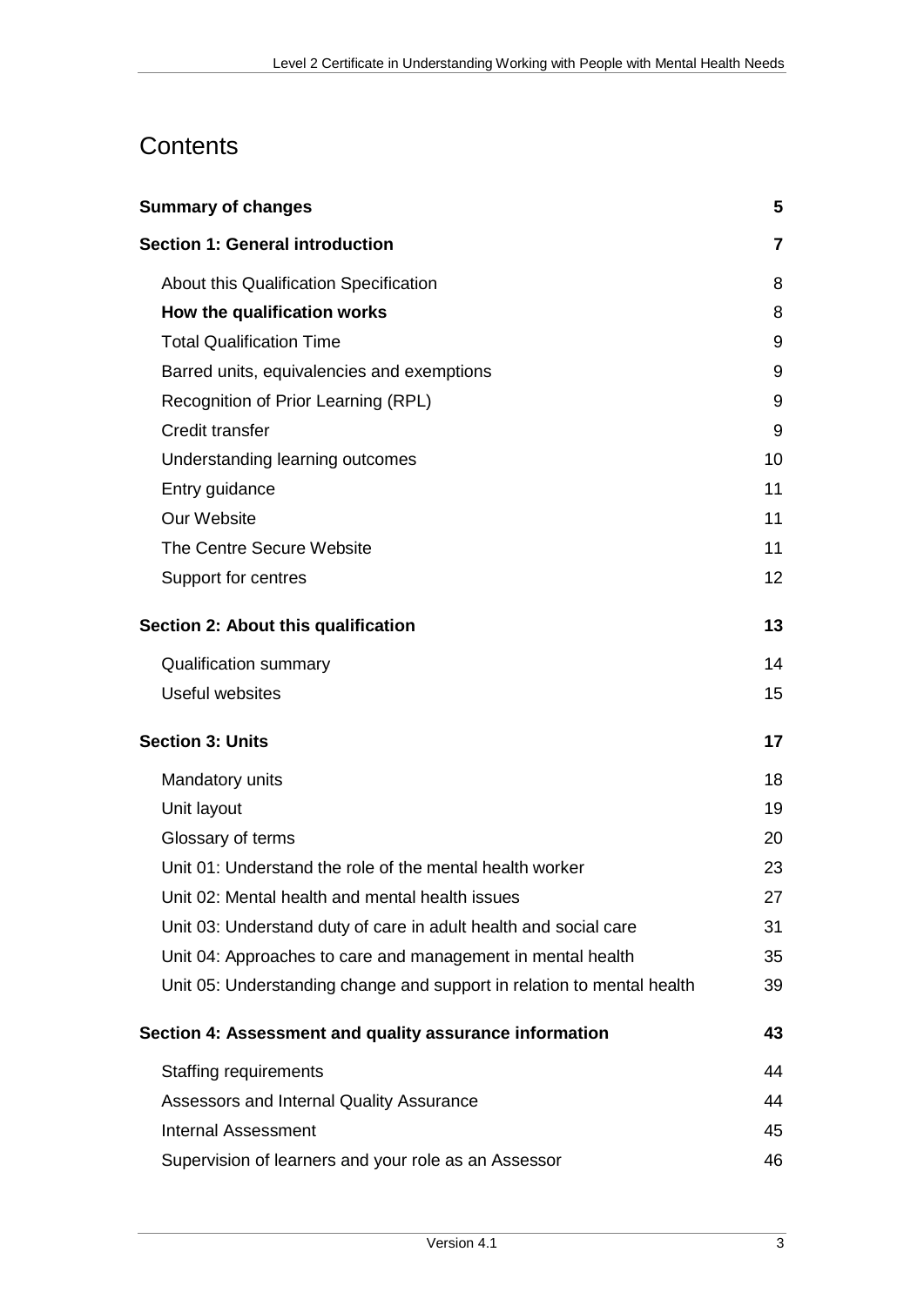# Contents

| | |
|---|---|
| **Summary of changes** | **5** |
| **Section 1: General introduction** | **7** |
| About this Qualification Specification | 8 |
| **How the qualification works** | 8 |
| Total Qualification Time | 9 |
| Barred units, equivalencies and exemptions | 9 |
| Recognition of Prior Learning (RPL) | 9 |
| Credit transfer | 9 |
| Understanding learning outcomes | 10 |
| Entry guidance | 11 |
| Our Website | 11 |
| The Centre Secure Website | 11 |
| Support for centres | 12 |
| **Section 2: About this qualification** | **13** |
| Qualification summary | 14 |
| Useful websites | 15 |
| **Section 3: Units** | **17** |
| Mandatory units | 18 |
| Unit layout | 19 |
| Glossary of terms | 20 |
| Unit 01: Understand the role of the mental health worker | 23 |
| Unit 02: Mental health and mental health issues | 27 |
| Unit 03: Understand duty of care in adult health and social care | 31 |
| Unit 04: Approaches to care and management in mental health | 35 |
| Unit 05: Understanding change and support in relation to mental health | 39 |
| **Section 4: Assessment and quality assurance information** | **43** |
| Staffing requirements | 44 |
| Assessors and Internal Quality Assurance | 44 |
| Internal Assessment | 45 |
| Supervision of learners and your role as an Assessor | 46 |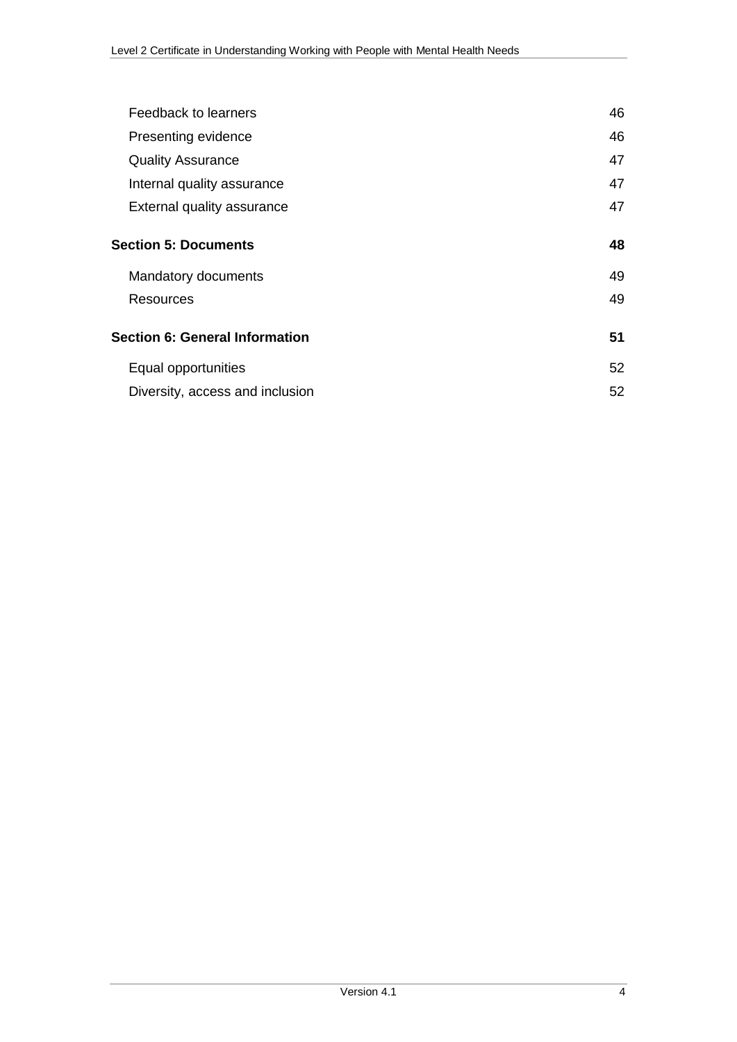| | |
|---|---|
| Feedback to learners | 46 |
| Presenting evidence | 46 |
| Quality Assurance | 47 |
| Internal quality assurance | 47 |
| External quality assurance | 47 |
| **Section 5: Documents** | **48** |
| Mandatory documents | 49 |
| Resources | 49 |
| **Section 6: General Information** | **51** |
| Equal opportunities | 52 |
| Diversity, access and inclusion | 52 |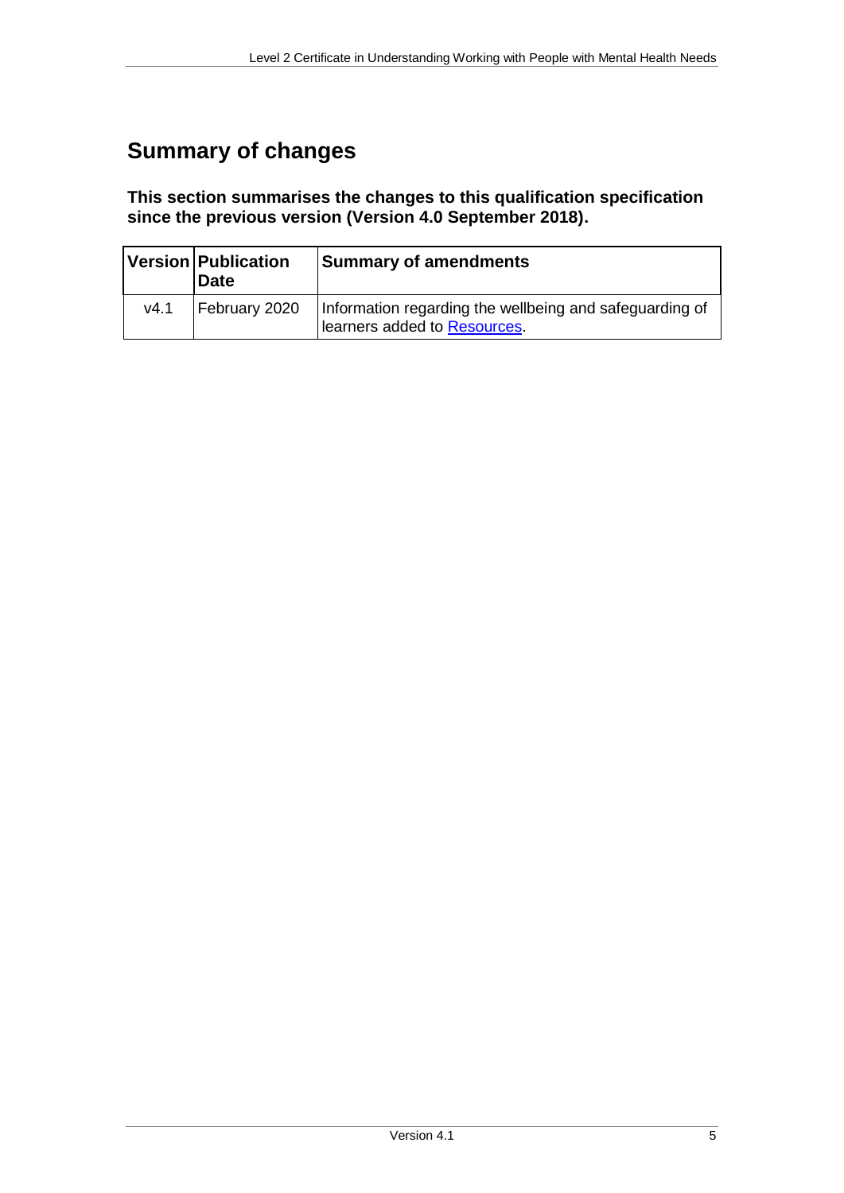# Summary of changes

**This section summarises the changes to this qualification specification since the previous version (Version 4.0 September 2018).**

| Version | Publication Date | Summary of amendments |
|---|---|---|
| v4.1 | February 2020 | Information regarding the wellbeing and safeguarding of learners added to Resources. |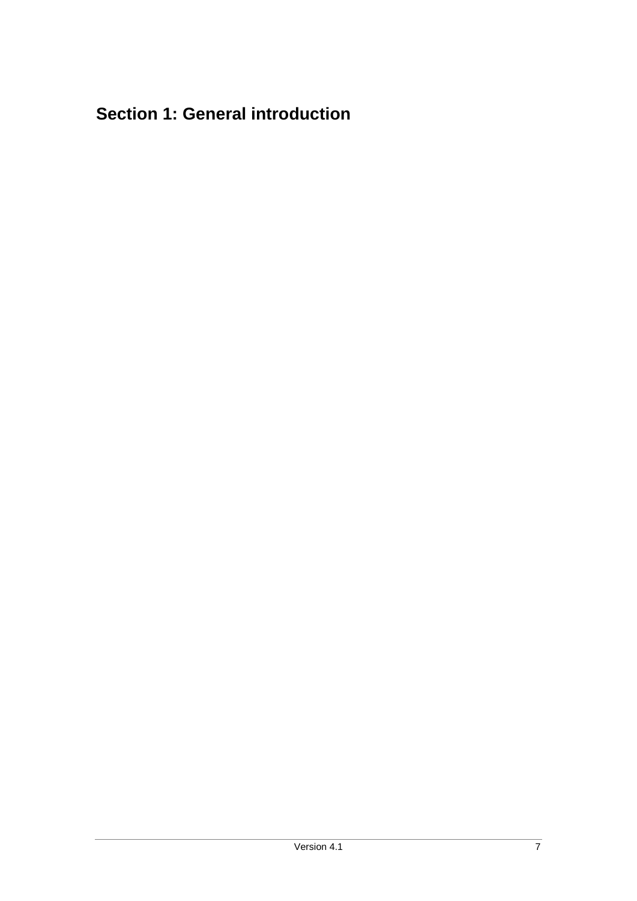# Section 1: General introduction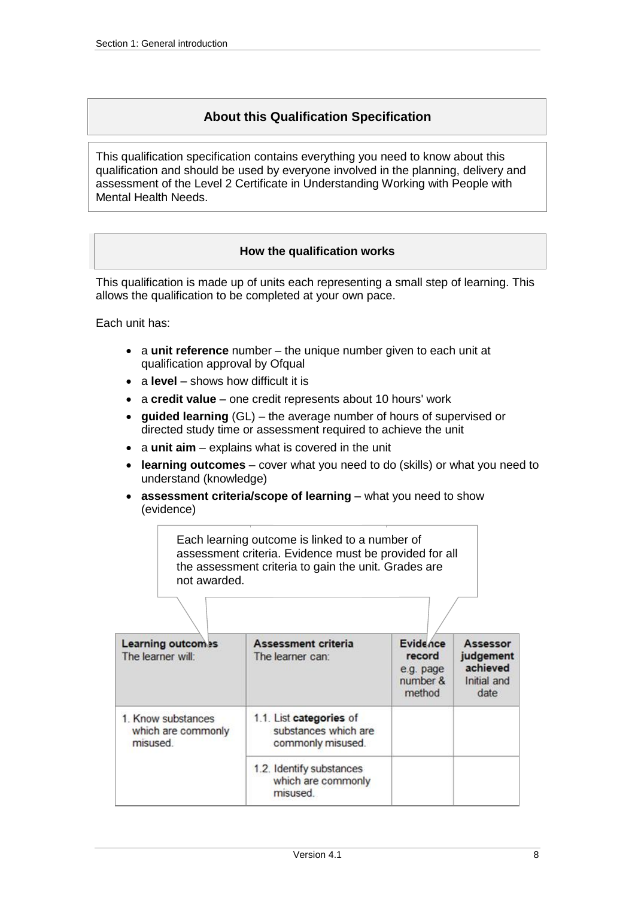## About this Qualification Specification

This qualification specification contains everything you need to know about this qualification and should be used by everyone involved in the planning, delivery and assessment of the Level 2 Certificate in Understanding Working with People with Mental Health Needs.

### How the qualification works

This qualification is made up of units each representing a small step of learning. This allows the qualification to be completed at your own pace.

Each unit has:

- a **unit reference** number – the unique number given to each unit at qualification approval by Ofqual
- a **level** – shows how difficult it is
- a **credit value** – one credit represents about 10 hours' work
- **guided learning** (GL) – the average number of hours of supervised or directed study time or assessment required to achieve the unit
- a **unit aim** – explains what is covered in the unit
- **learning outcomes** – cover what you need to do (skills) or what you need to understand (knowledge)
- **assessment criteria/scope of learning** – what you need to show (evidence)

Each learning outcome is linked to a number of assessment criteria. Evidence must be provided for all the assessment criteria to gain the unit. Grades are not awarded.

| **Learning outcomes** The learner will: | **Assessment criteria** The learner can: | **Evidence record** e.g. page number & method | **Assessor judgement achieved** Initial and date |
|---|---|---|---|
| 1. Know substances which are commonly misused. | 1.1. List **categories** of substances which are commonly misused. | | |
| | 1.2. Identify substances which are commonly misused. | | |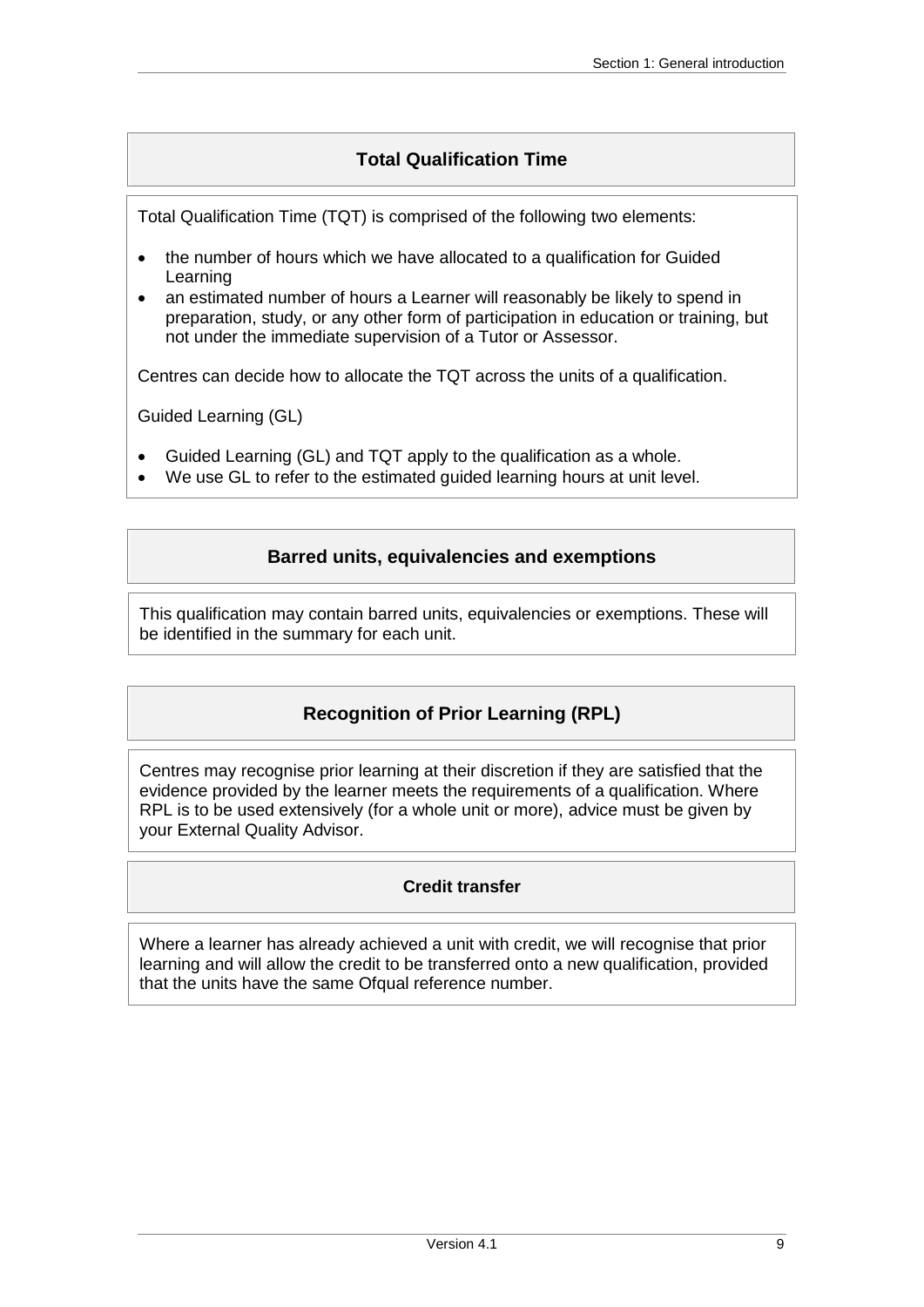## Total Qualification Time

Total Qualification Time (TQT) is comprised of the following two elements:

- the number of hours which we have allocated to a qualification for Guided Learning
- an estimated number of hours a Learner will reasonably be likely to spend in preparation, study, or any other form of participation in education or training, but not under the immediate supervision of a Tutor or Assessor.

Centres can decide how to allocate the TQT across the units of a qualification.

Guided Learning (GL)

- Guided Learning (GL) and TQT apply to the qualification as a whole.
- We use GL to refer to the estimated guided learning hours at unit level.

## Barred units, equivalencies and exemptions

This qualification may contain barred units, equivalencies or exemptions. These will be identified in the summary for each unit.

## Recognition of Prior Learning (RPL)

Centres may recognise prior learning at their discretion if they are satisfied that the evidence provided by the learner meets the requirements of a qualification. Where RPL is to be used extensively (for a whole unit or more), advice must be given by your External Quality Advisor.

## Credit transfer

Where a learner has already achieved a unit with credit, we will recognise that prior learning and will allow the credit to be transferred onto a new qualification, provided that the units have the same Ofqual reference number.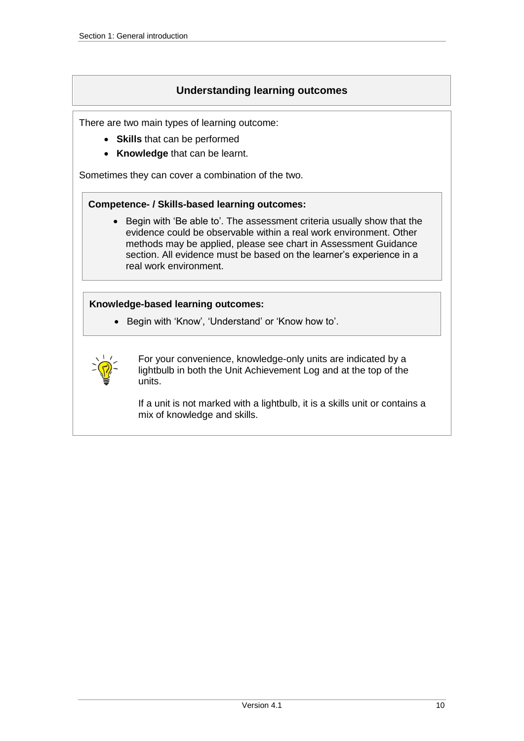## Understanding learning outcomes

There are two main types of learning outcome:

- **Skills** that can be performed
- **Knowledge** that can be learnt.

Sometimes they can cover a combination of the two.

**Competence- / Skills-based learning outcomes:**

- Begin with 'Be able to'. The assessment criteria usually show that the evidence could be observable within a real work environment. Other methods may be applied, please see chart in Assessment Guidance section. All evidence must be based on the learner's experience in a real work environment.

**Knowledge-based learning outcomes:**

- Begin with 'Know', 'Understand' or 'Know how to'.

For your convenience, knowledge-only units are indicated by a lightbulb in both the Unit Achievement Log and at the top of the units.

If a unit is not marked with a lightbulb, it is a skills unit or contains a mix of knowledge and skills.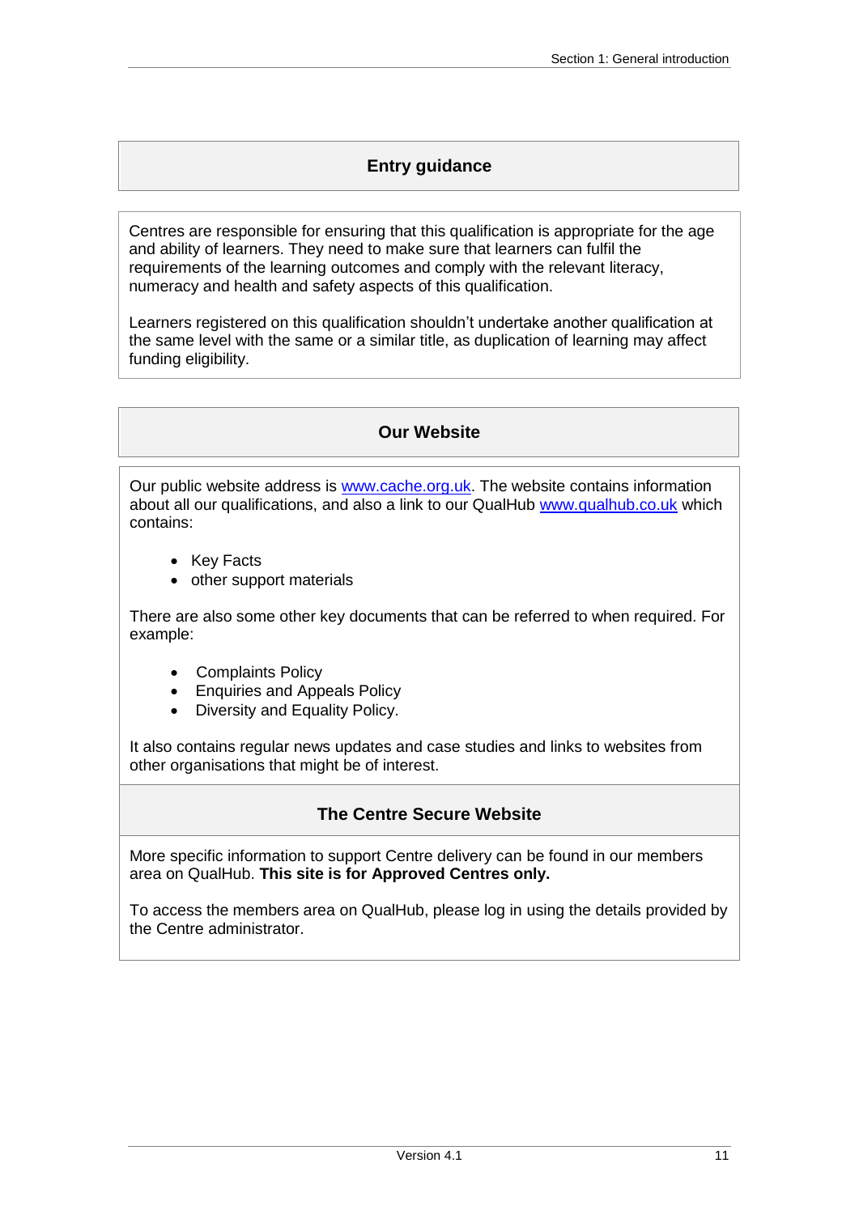## Entry guidance

Centres are responsible for ensuring that this qualification is appropriate for the age and ability of learners. They need to make sure that learners can fulfil the requirements of the learning outcomes and comply with the relevant literacy, numeracy and health and safety aspects of this qualification.

Learners registered on this qualification shouldn't undertake another qualification at the same level with the same or a similar title, as duplication of learning may affect funding eligibility.

## Our Website

Our public website address is [www.cache.org.uk](http://www.cache.org.uk). The website contains information about all our qualifications, and also a link to our QualHub [www.qualhub.co.uk](http://www.qualhub.co.uk) which contains:

- Key Facts
- other support materials

There are also some other key documents that can be referred to when required. For example:

- Complaints Policy
- Enquiries and Appeals Policy
- Diversity and Equality Policy.

It also contains regular news updates and case studies and links to websites from other organisations that might be of interest.

## The Centre Secure Website

More specific information to support Centre delivery can be found in our members area on QualHub. **This site is for Approved Centres only.**

To access the members area on QualHub, please log in using the details provided by the Centre administrator.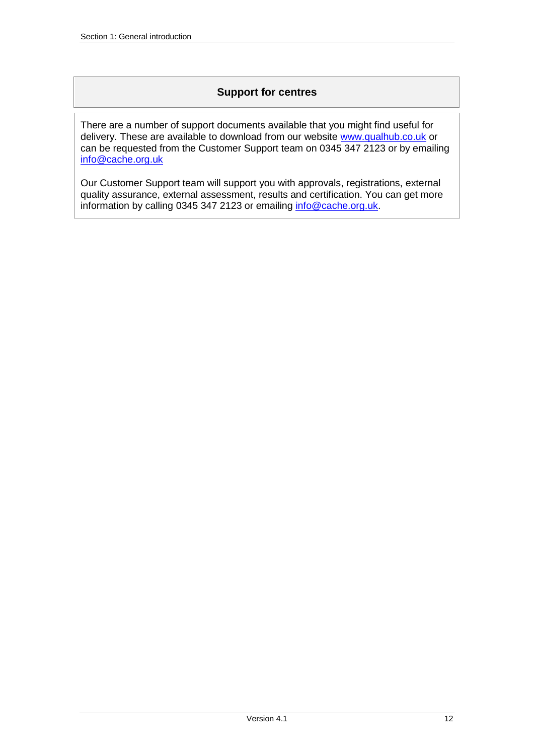## Support for centres

There are a number of support documents available that you might find useful for delivery. These are available to download from our website www.qualhub.co.uk or can be requested from the Customer Support team on 0345 347 2123 or by emailing info@cache.org.uk

Our Customer Support team will support you with approvals, registrations, external quality assurance, external assessment, results and certification. You can get more information by calling 0345 347 2123 or emailing info@cache.org.uk.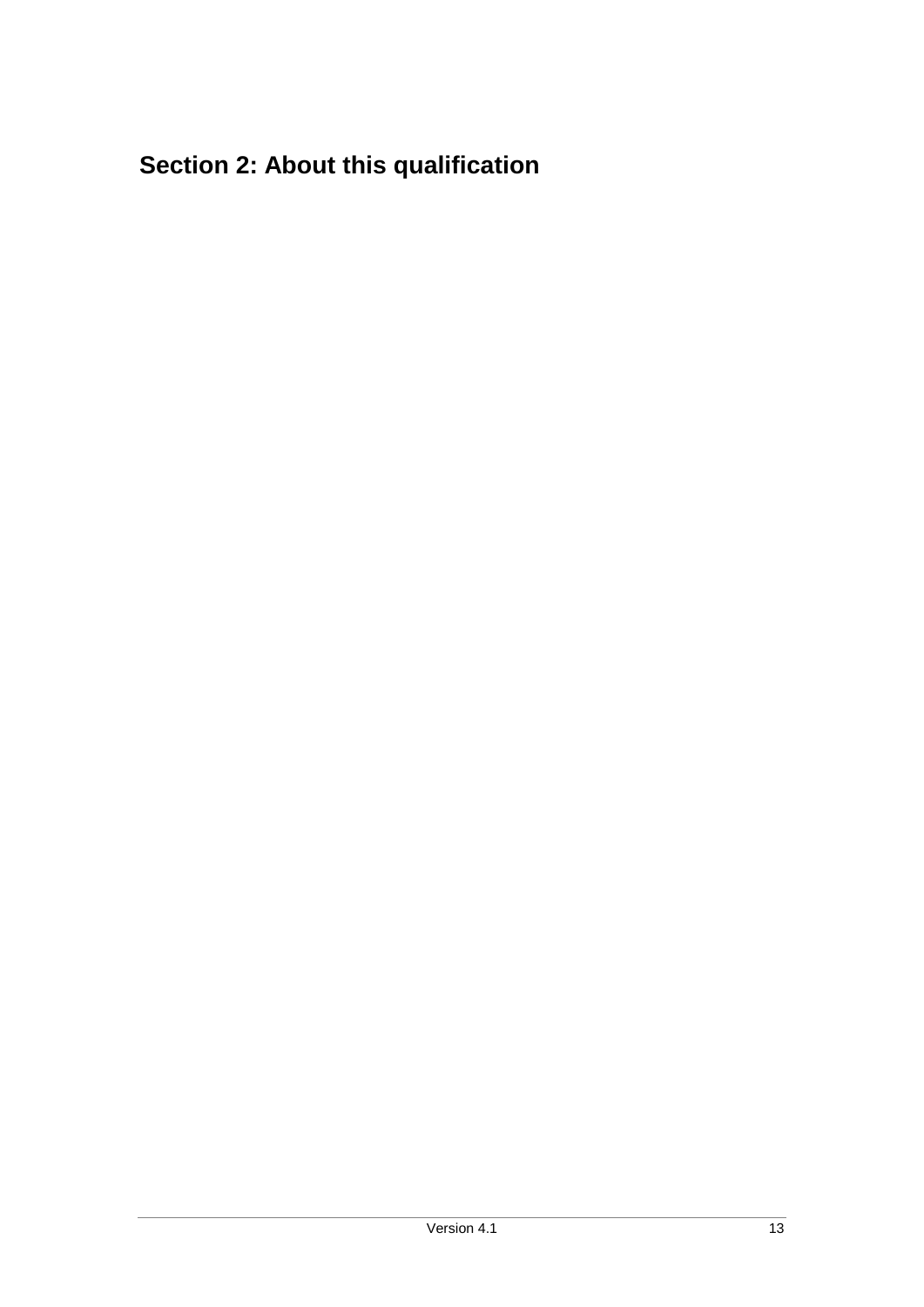# Section 2: About this qualification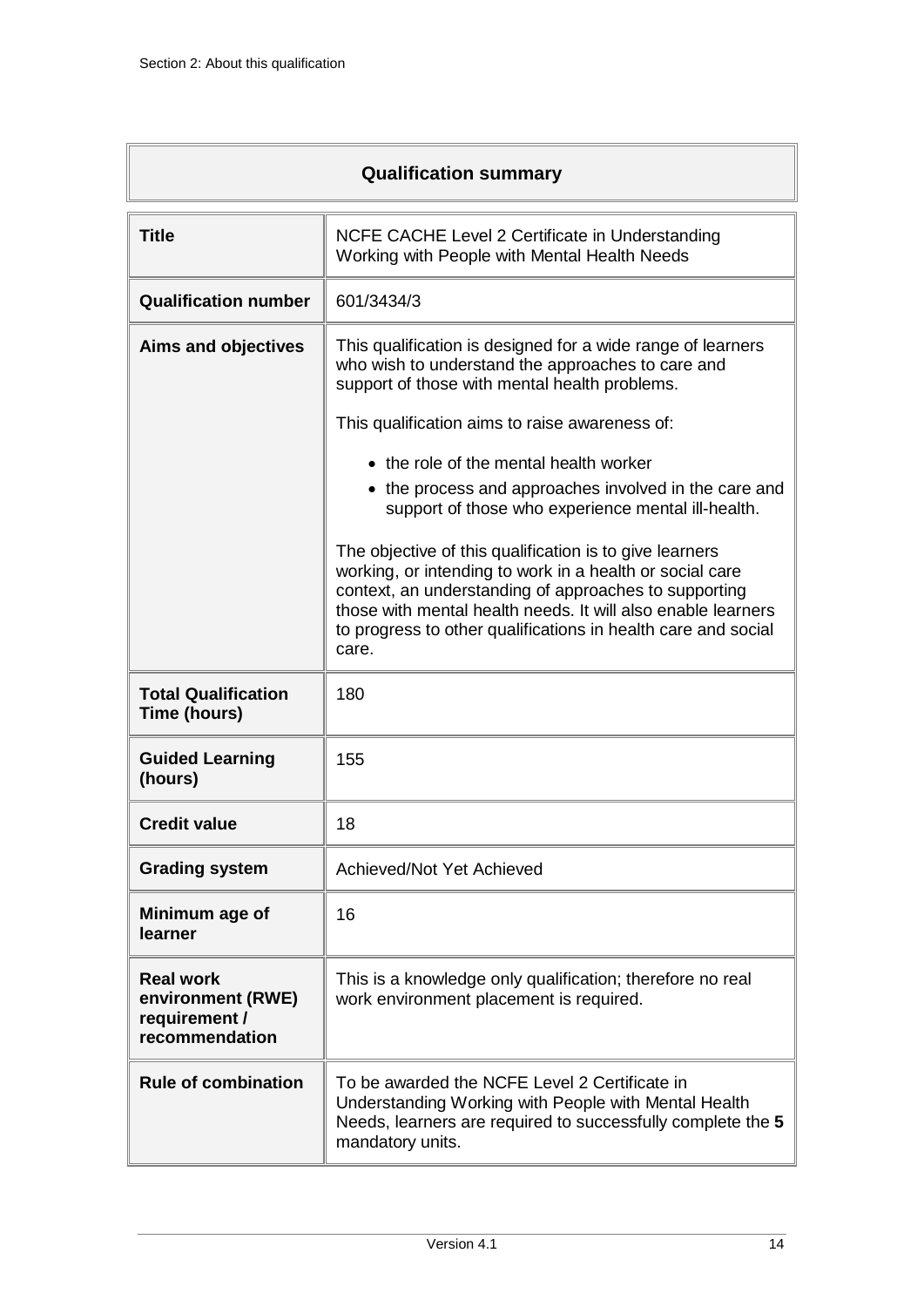## Qualification summary

| | |
|---|---|
| **Title** | NCFE CACHE Level 2 Certificate in Understanding Working with People with Mental Health Needs |
| **Qualification number** | 601/3434/3 |
| **Aims and objectives** | This qualification is designed for a wide range of learners who wish to understand the approaches to care and support of those with mental health problems.<br><br>This qualification aims to raise awareness of:<br><br>• the role of the mental health worker<br>• the process and approaches involved in the care and support of those who experience mental ill-health.<br><br>The objective of this qualification is to give learners working, or intending to work in a health or social care context, an understanding of approaches to supporting those with mental health needs. It will also enable learners to progress to other qualifications in health care and social care. |
| **Total Qualification Time (hours)** | 180 |
| **Guided Learning (hours)** | 155 |
| **Credit value** | 18 |
| **Grading system** | Achieved/Not Yet Achieved |
| **Minimum age of learner** | 16 |
| **Real work environment (RWE) requirement / recommendation** | This is a knowledge only qualification; therefore no real work environment placement is required. |
| **Rule of combination** | To be awarded the NCFE Level 2 Certificate in Understanding Working with People with Mental Health Needs, learners are required to successfully complete the **5** mandatory units. |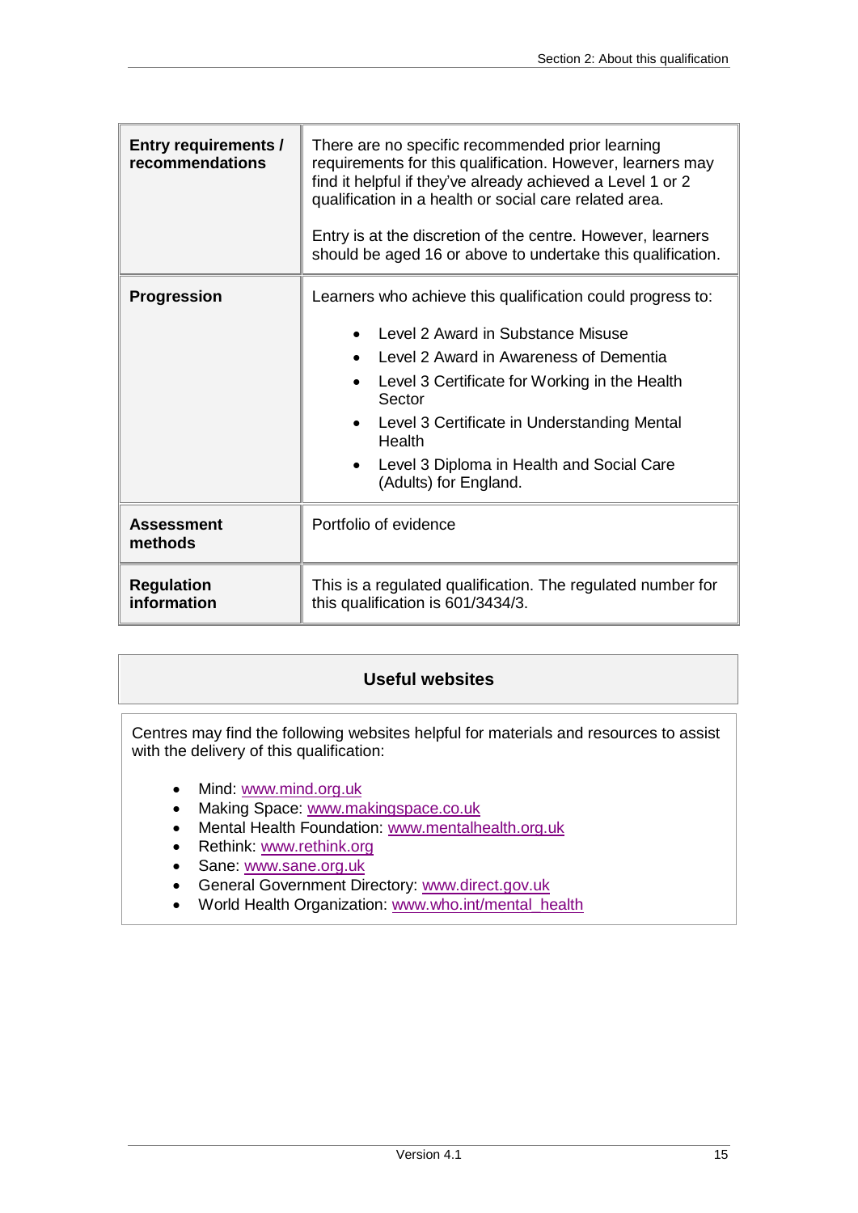| | |
|---|---|
| **Entry requirements / recommendations** | There are no specific recommended prior learning requirements for this qualification. However, learners may find it helpful if they've already achieved a Level 1 or 2 qualification in a health or social care related area.<br><br>Entry is at the discretion of the centre. However, learners should be aged 16 or above to undertake this qualification. |
| **Progression** | Learners who achieve this qualification could progress to:<br>• Level 2 Award in Substance Misuse<br>• Level 2 Award in Awareness of Dementia<br>• Level 3 Certificate for Working in the Health Sector<br>• Level 3 Certificate in Understanding Mental Health<br>• Level 3 Diploma in Health and Social Care (Adults) for England. |
| **Assessment methods** | Portfolio of evidence |
| **Regulation information** | This is a regulated qualification. The regulated number for this qualification is 601/3434/3. |

## Useful websites

Centres may find the following websites helpful for materials and resources to assist with the delivery of this qualification:

- Mind: www.mind.org.uk
- Making Space: www.makingspace.co.uk
- Mental Health Foundation: www.mentalhealth.org.uk
- Rethink: www.rethink.org
- Sane: www.sane.org.uk
- General Government Directory: www.direct.gov.uk
- World Health Organization: www.who.int/mental_health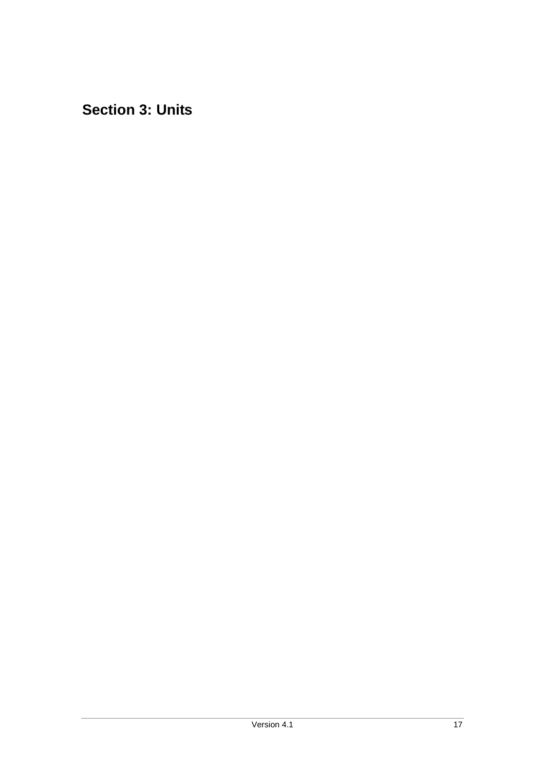# Section 3: Units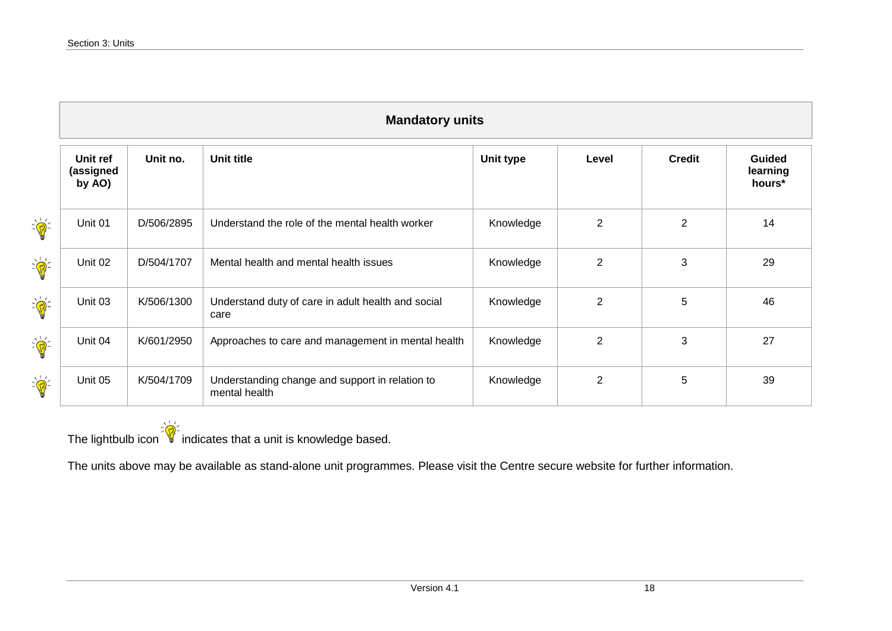## Mandatory units

| Unit ref (assigned by AO) | Unit no. | Unit title | Unit type | Level | Credit | Guided learning hours* |
|---|---|---|---|---|---|---|
| Unit 01 | D/506/2895 | Understand the role of the mental health worker | Knowledge | 2 | 2 | 14 |
| Unit 02 | D/504/1707 | Mental health and mental health issues | Knowledge | 2 | 3 | 29 |
| Unit 03 | K/506/1300 | Understand duty of care in adult health and social care | Knowledge | 2 | 5 | 46 |
| Unit 04 | K/601/2950 | Approaches to care and management in mental health | Knowledge | 2 | 3 | 27 |
| Unit 05 | K/504/1709 | Understanding change and support in relation to mental health | Knowledge | 2 | 5 | 39 |

The lightbulb icon indicates that a unit is knowledge based.

The units above may be available as stand-alone unit programmes. Please visit the Centre secure website for further information.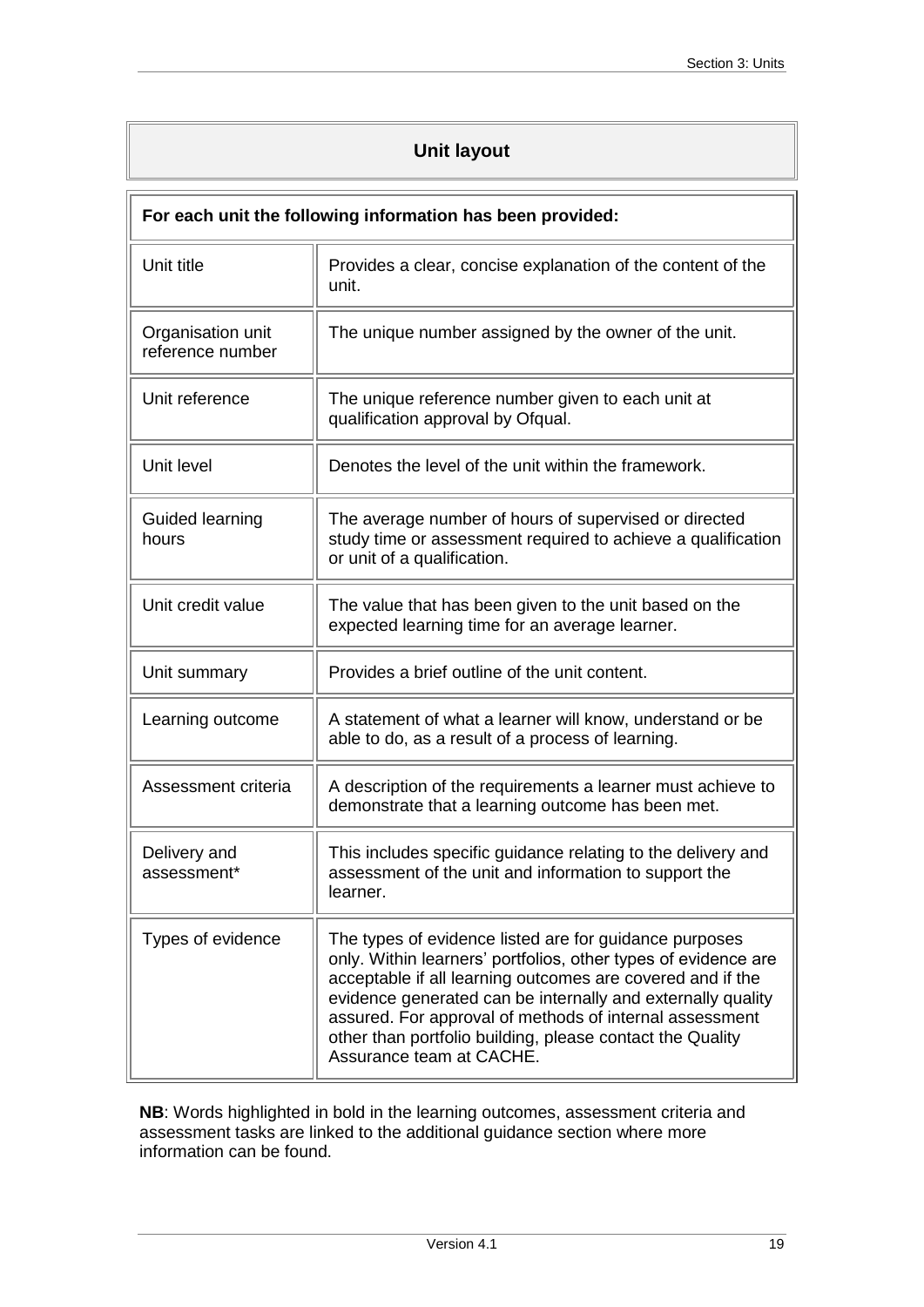## Unit layout

| For each unit the following information has been provided: | |
|---|---|
| Unit title | Provides a clear, concise explanation of the content of the unit. |
| Organisation unit reference number | The unique number assigned by the owner of the unit. |
| Unit reference | The unique reference number given to each unit at qualification approval by Ofqual. |
| Unit level | Denotes the level of the unit within the framework. |
| Guided learning hours | The average number of hours of supervised or directed study time or assessment required to achieve a qualification or unit of a qualification. |
| Unit credit value | The value that has been given to the unit based on the expected learning time for an average learner. |
| Unit summary | Provides a brief outline of the unit content. |
| Learning outcome | A statement of what a learner will know, understand or be able to do, as a result of a process of learning. |
| Assessment criteria | A description of the requirements a learner must achieve to demonstrate that a learning outcome has been met. |
| Delivery and assessment* | This includes specific guidance relating to the delivery and assessment of the unit and information to support the learner. |
| Types of evidence | The types of evidence listed are for guidance purposes only. Within learners' portfolios, other types of evidence are acceptable if all learning outcomes are covered and if the evidence generated can be internally and externally quality assured. For approval of methods of internal assessment other than portfolio building, please contact the Quality Assurance team at CACHE. |

**NB**: Words highlighted in bold in the learning outcomes, assessment criteria and assessment tasks are linked to the additional guidance section where more information can be found.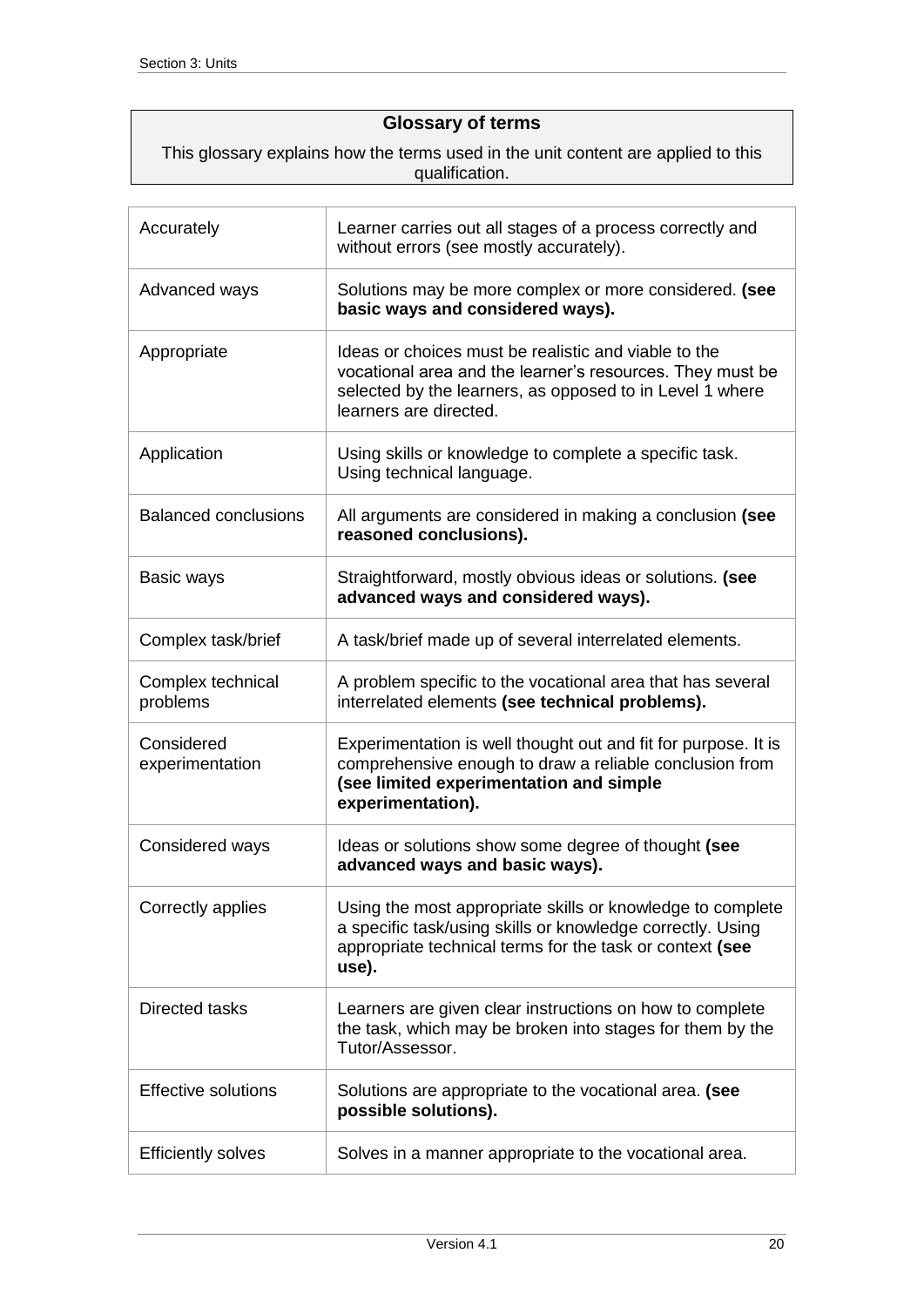## Glossary of terms

This glossary explains how the terms used in the unit content are applied to this qualification.

| Term | Definition |
|---|---|
| Accurately | Learner carries out all stages of a process correctly and without errors (see mostly accurately). |
| Advanced ways | Solutions may be more complex or more considered. **(see basic ways and considered ways).** |
| Appropriate | Ideas or choices must be realistic and viable to the vocational area and the learner's resources. They must be selected by the learners, as opposed to in Level 1 where learners are directed. |
| Application | Using skills or knowledge to complete a specific task. Using technical language. |
| Balanced conclusions | All arguments are considered in making a conclusion **(see reasoned conclusions).** |
| Basic ways | Straightforward, mostly obvious ideas or solutions. **(see advanced ways and considered ways).** |
| Complex task/brief | A task/brief made up of several interrelated elements. |
| Complex technical problems | A problem specific to the vocational area that has several interrelated elements **(see technical problems).** |
| Considered experimentation | Experimentation is well thought out and fit for purpose. It is comprehensive enough to draw a reliable conclusion from **(see limited experimentation and simple experimentation).** |
| Considered ways | Ideas or solutions show some degree of thought **(see advanced ways and basic ways).** |
| Correctly applies | Using the most appropriate skills or knowledge to complete a specific task/using skills or knowledge correctly. Using appropriate technical terms for the task or context **(see use).** |
| Directed tasks | Learners are given clear instructions on how to complete the task, which may be broken into stages for them by the Tutor/Assessor. |
| Effective solutions | Solutions are appropriate to the vocational area. **(see possible solutions).** |
| Efficiently solves | Solves in a manner appropriate to the vocational area. |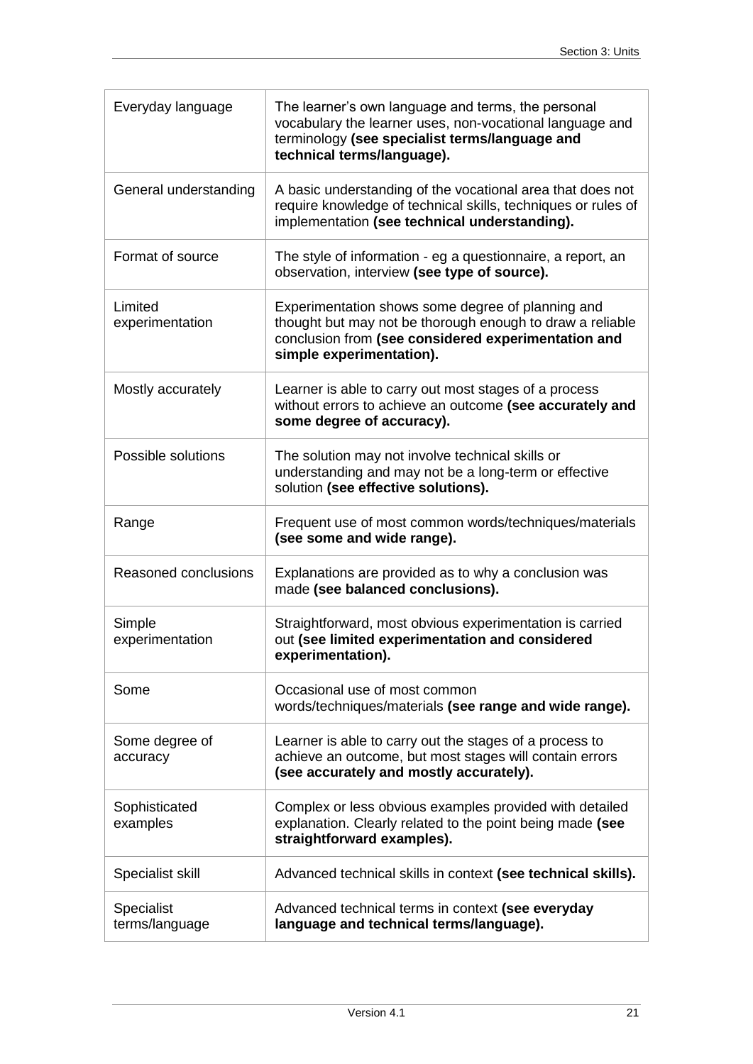| | |
|---|---|
| Everyday language | The learner's own language and terms, the personal vocabulary the learner uses, non-vocational language and terminology **(see specialist terms/language and technical terms/language).** |
| General understanding | A basic understanding of the vocational area that does not require knowledge of technical skills, techniques or rules of implementation **(see technical understanding).** |
| Format of source | The style of information - eg a questionnaire, a report, an observation, interview **(see type of source).** |
| Limited experimentation | Experimentation shows some degree of planning and thought but may not be thorough enough to draw a reliable conclusion from **(see considered experimentation and simple experimentation).** |
| Mostly accurately | Learner is able to carry out most stages of a process without errors to achieve an outcome **(see accurately and some degree of accuracy).** |
| Possible solutions | The solution may not involve technical skills or understanding and may not be a long-term or effective solution **(see effective solutions).** |
| Range | Frequent use of most common words/techniques/materials **(see some and wide range).** |
| Reasoned conclusions | Explanations are provided as to why a conclusion was made **(see balanced conclusions).** |
| Simple experimentation | Straightforward, most obvious experimentation is carried out **(see limited experimentation and considered experimentation).** |
| Some | Occasional use of most common words/techniques/materials **(see range and wide range).** |
| Some degree of accuracy | Learner is able to carry out the stages of a process to achieve an outcome, but most stages will contain errors **(see accurately and mostly accurately).** |
| Sophisticated examples | Complex or less obvious examples provided with detailed explanation. Clearly related to the point being made **(see straightforward examples).** |
| Specialist skill | Advanced technical skills in context **(see technical skills).** |
| Specialist terms/language | Advanced technical terms in context **(see everyday language and technical terms/language).** |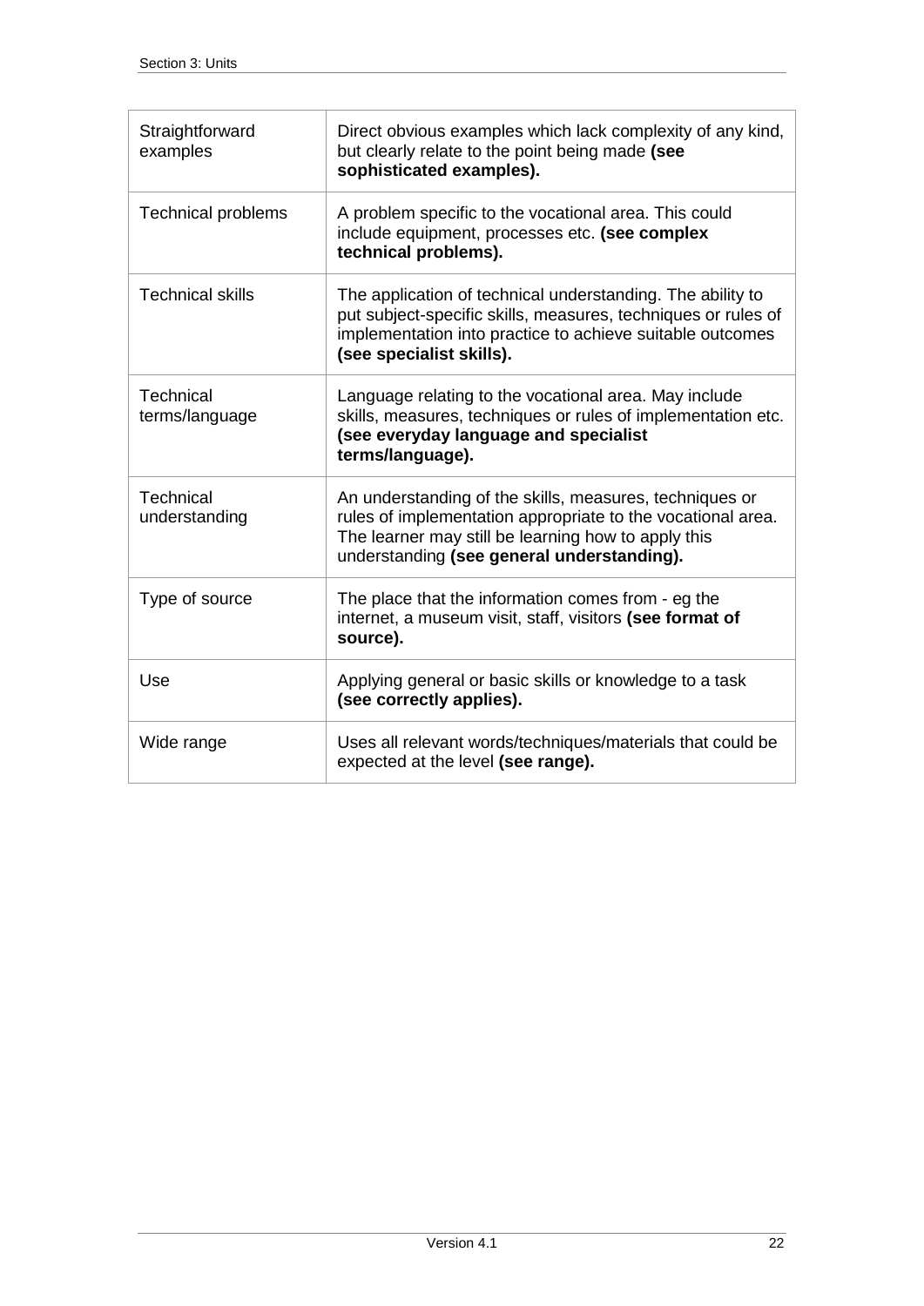| | |
|---|---|
| Straightforward examples | Direct obvious examples which lack complexity of any kind, but clearly relate to the point being made **(see sophisticated examples).** |
| Technical problems | A problem specific to the vocational area. This could include equipment, processes etc. **(see complex technical problems).** |
| Technical skills | The application of technical understanding. The ability to put subject-specific skills, measures, techniques or rules of implementation into practice to achieve suitable outcomes **(see specialist skills).** |
| Technical terms/language | Language relating to the vocational area. May include skills, measures, techniques or rules of implementation etc. **(see everyday language and specialist terms/language).** |
| Technical understanding | An understanding of the skills, measures, techniques or rules of implementation appropriate to the vocational area. The learner may still be learning how to apply this understanding **(see general understanding).** |
| Type of source | The place that the information comes from - eg the internet, a museum visit, staff, visitors **(see format of source).** |
| Use | Applying general or basic skills or knowledge to a task **(see correctly applies).** |
| Wide range | Uses all relevant words/techniques/materials that could be expected at the level **(see range).** |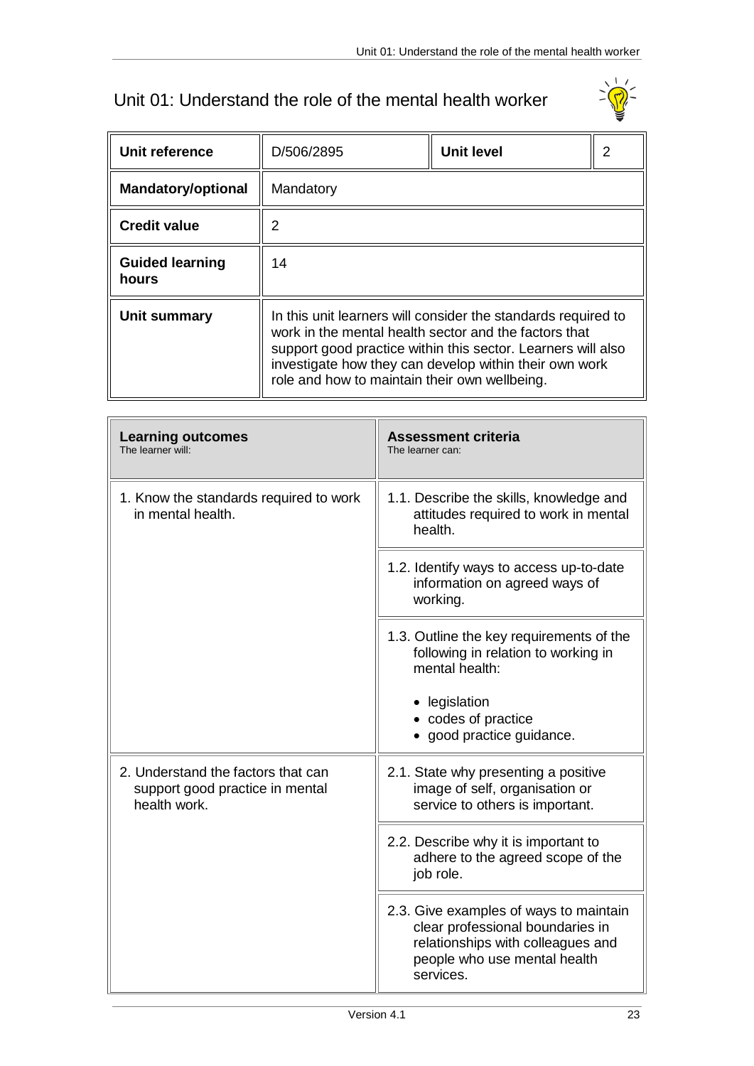# Unit 01: Understand the role of the mental health worker

| Unit reference | D/506/2895 | Unit level | 2 |
|---|---|---|---|
| **Mandatory/optional** | Mandatory | | |
| **Credit value** | 2 | | |
| **Guided learning hours** | 14 | | |
| **Unit summary** | In this unit learners will consider the standards required to work in the mental health sector and the factors that support good practice within this sector. Learners will also investigate how they can develop within their own work role and how to maintain their own wellbeing. | | |

| **Learning outcomes** The learner will: | **Assessment criteria** The learner can: |
|---|---|
| 1. Know the standards required to work in mental health. | 1.1. Describe the skills, knowledge and attitudes required to work in mental health. |
| | 1.2. Identify ways to access up-to-date information on agreed ways of working. |
| | 1.3. Outline the key requirements of the following in relation to working in mental health: <br>• legislation <br>• codes of practice <br>• good practice guidance. |
| 2. Understand the factors that can support good practice in mental health work. | 2.1. State why presenting a positive image of self, organisation or service to others is important. |
| | 2.2. Describe why it is important to adhere to the agreed scope of the job role. |
| | 2.3. Give examples of ways to maintain clear professional boundaries in relationships with colleagues and people who use mental health services. |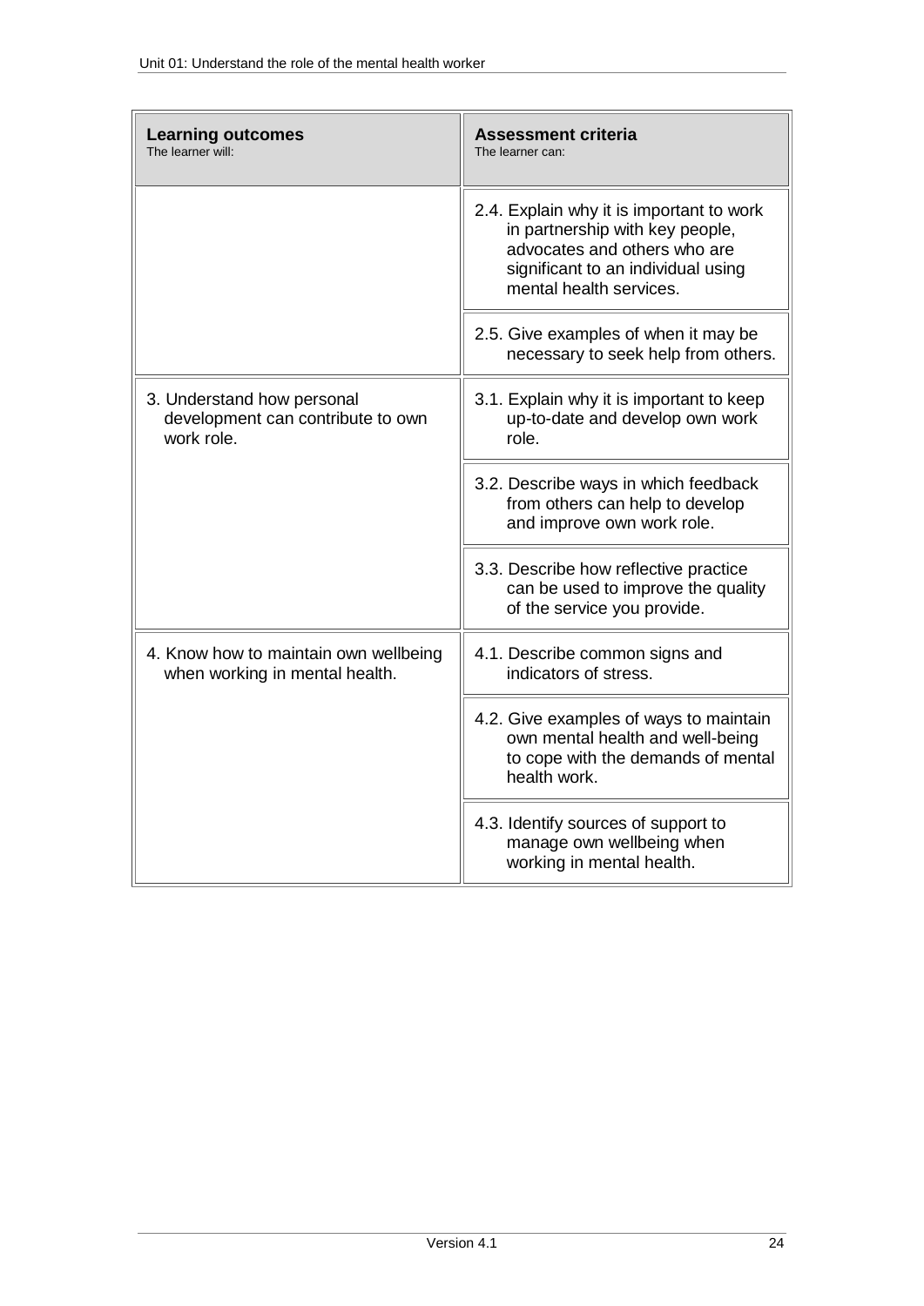| **Learning outcomes**<br>The learner will: | **Assessment criteria**<br>The learner can: |
|---|---|
| | 2.4. Explain why it is important to work in partnership with key people, advocates and others who are significant to an individual using mental health services. |
| | 2.5. Give examples of when it may be necessary to seek help from others. |
| 3. Understand how personal development can contribute to own work role. | 3.1. Explain why it is important to keep up-to-date and develop own work role. |
| | 3.2. Describe ways in which feedback from others can help to develop and improve own work role. |
| | 3.3. Describe how reflective practice can be used to improve the quality of the service you provide. |
| 4. Know how to maintain own wellbeing when working in mental health. | 4.1. Describe common signs and indicators of stress. |
| | 4.2. Give examples of ways to maintain own mental health and well-being to cope with the demands of mental health work. |
| | 4.3. Identify sources of support to manage own wellbeing when working in mental health. |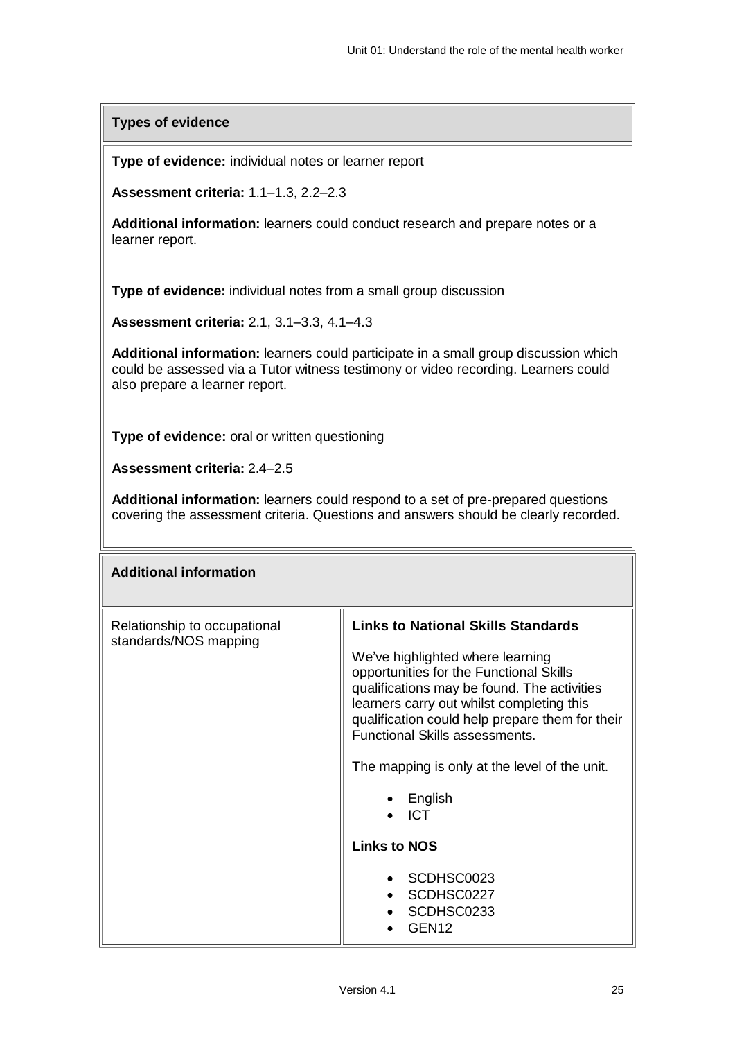## Types of evidence

**Type of evidence:** individual notes or learner report

**Assessment criteria:** 1.1–1.3, 2.2–2.3

**Additional information:** learners could conduct research and prepare notes or a learner report.

**Type of evidence:** individual notes from a small group discussion

**Assessment criteria:** 2.1, 3.1–3.3, 4.1–4.3

**Additional information:** learners could participate in a small group discussion which could be assessed via a Tutor witness testimony or video recording. Learners could also prepare a learner report.

**Type of evidence:** oral or written questioning

**Assessment criteria:** 2.4–2.5

**Additional information:** learners could respond to a set of pre-prepared questions covering the assessment criteria. Questions and answers should be clearly recorded.

## Additional information

| Relationship to occupational standards/NOS mapping | **Links to National Skills Standards**<br><br>We've highlighted where learning opportunities for the Functional Skills qualifications may be found. The activities learners carry out whilst completing this qualification could help prepare them for their Functional Skills assessments.<br><br>The mapping is only at the level of the unit.<br><br>• English<br>• ICT<br><br>**Links to NOS**<br><br>• SCDHSC0023<br>• SCDHSC0227<br>• SCDHSC0233<br>• GEN12 |
|---|---|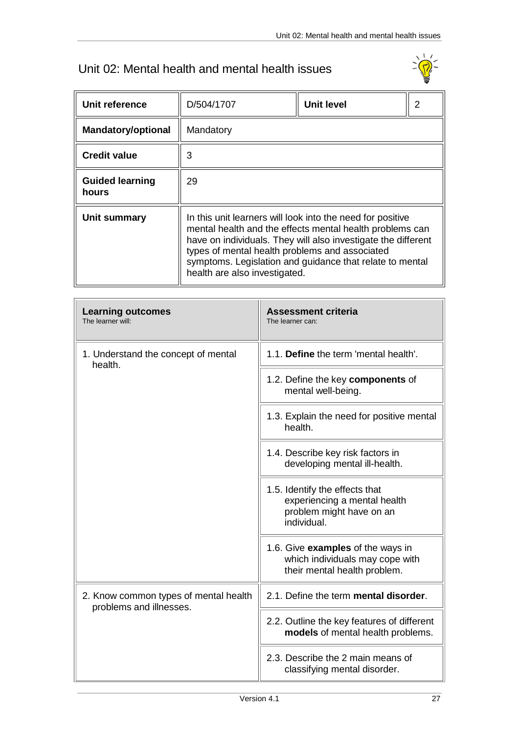# Unit 02: Mental health and mental health issues

| Unit reference | D/504/1707 | Unit level | 2 |
|---|---|---|---|
| **Mandatory/optional** | Mandatory | | |
| **Credit value** | 3 | | |
| **Guided learning hours** | 29 | | |
| **Unit summary** | In this unit learners will look into the need for positive mental health and the effects mental health problems can have on individuals. They will also investigate the different types of mental health problems and associated symptoms. Legislation and guidance that relate to mental health are also investigated. | | |

| **Learning outcomes**<br>The learner will: | **Assessment criteria**<br>The learner can: |
|---|---|
| 1. Understand the concept of mental health. | 1.1. **Define** the term 'mental health'. |
| | 1.2. Define the key **components** of mental well-being. |
| | 1.3. Explain the need for positive mental health. |
| | 1.4. Describe key risk factors in developing mental ill-health. |
| | 1.5. Identify the effects that experiencing a mental health problem might have on an individual. |
| | 1.6. Give **examples** of the ways in which individuals may cope with their mental health problem. |
| 2. Know common types of mental health problems and illnesses. | 2.1. Define the term **mental disorder**. |
| | 2.2. Outline the key features of different **models** of mental health problems. |
| | 2.3. Describe the 2 main means of classifying mental disorder. |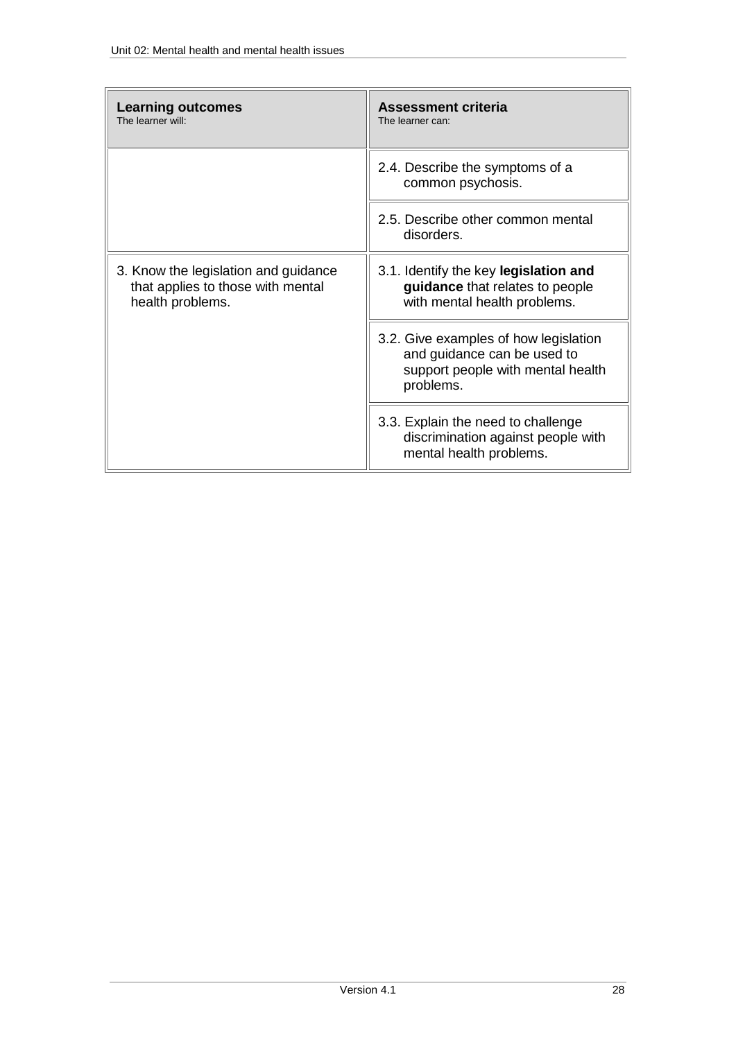| **Learning outcomes**<br>The learner will: | **Assessment criteria**<br>The learner can: |
|---|---|
| | 2.4. Describe the symptoms of a common psychosis. |
| | 2.5. Describe other common mental disorders. |
| 3. Know the legislation and guidance that applies to those with mental health problems. | 3.1. Identify the key **legislation and guidance** that relates to people with mental health problems. |
| | 3.2. Give examples of how legislation and guidance can be used to support people with mental health problems. |
| | 3.3. Explain the need to challenge discrimination against people with mental health problems. |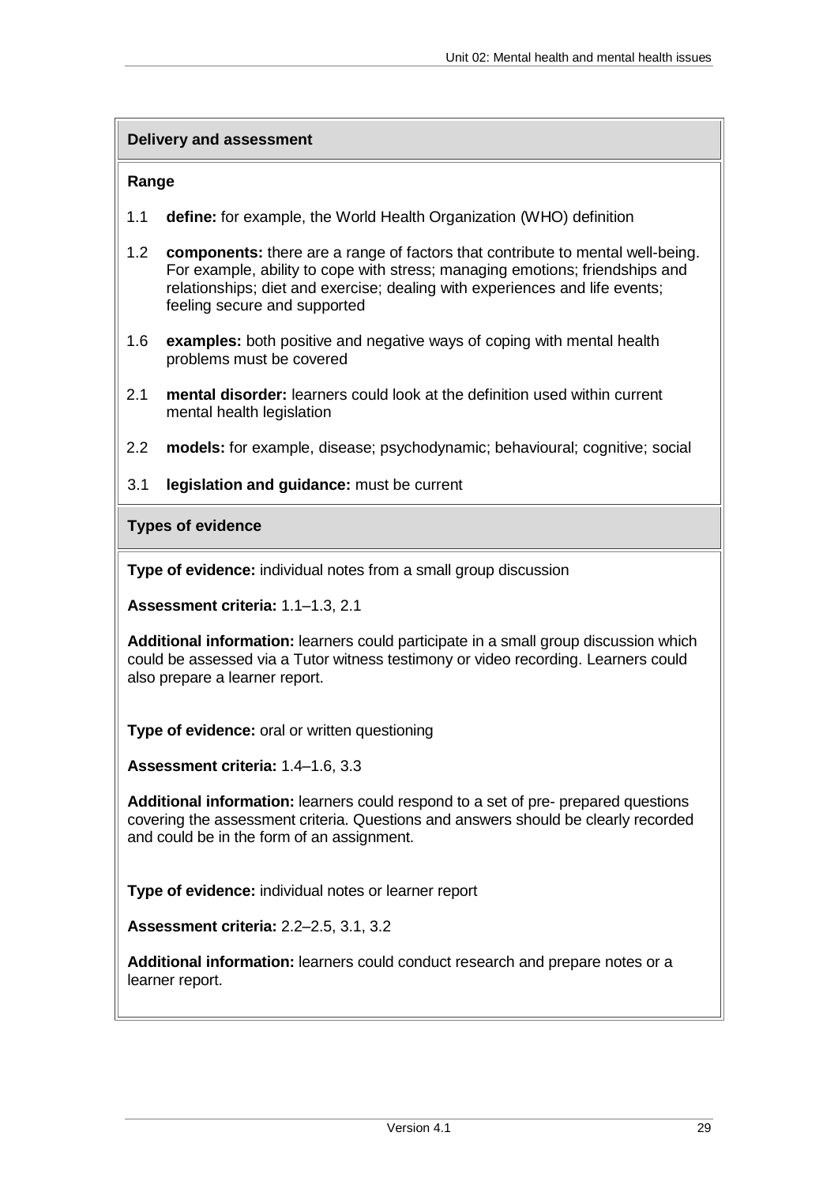## Delivery and assessment

### Range

1.1 **define:** for example, the World Health Organization (WHO) definition

1.2 **components:** there are a range of factors that contribute to mental well-being. For example, ability to cope with stress; managing emotions; friendships and relationships; diet and exercise; dealing with experiences and life events; feeling secure and supported

1.6 **examples:** both positive and negative ways of coping with mental health problems must be covered

2.1 **mental disorder:** learners could look at the definition used within current mental health legislation

2.2 **models:** for example, disease; psychodynamic; behavioural; cognitive; social

3.1 **legislation and guidance:** must be current

### Types of evidence

**Type of evidence:** individual notes from a small group discussion

**Assessment criteria:** 1.1–1.3, 2.1

**Additional information:** learners could participate in a small group discussion which could be assessed via a Tutor witness testimony or video recording. Learners could also prepare a learner report.

**Type of evidence:** oral or written questioning

**Assessment criteria:** 1.4–1.6, 3.3

**Additional information:** learners could respond to a set of pre- prepared questions covering the assessment criteria. Questions and answers should be clearly recorded and could be in the form of an assignment.

**Type of evidence:** individual notes or learner report

**Assessment criteria:** 2.2–2.5, 3.1, 3.2

**Additional information:** learners could conduct research and prepare notes or a learner report.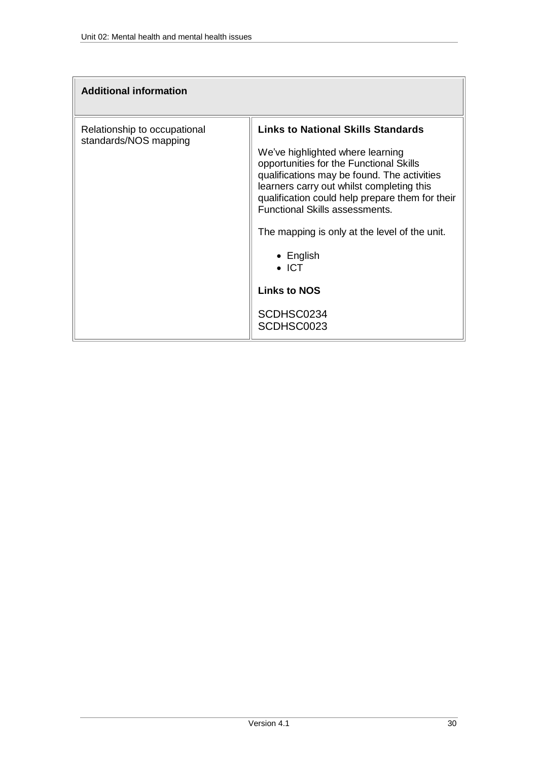| Additional information | |
|---|---|
| Relationship to occupational standards/NOS mapping | **Links to National Skills Standards**<br><br>We've highlighted where learning opportunities for the Functional Skills qualifications may be found. The activities learners carry out whilst completing this qualification could help prepare them for their Functional Skills assessments.<br><br>The mapping is only at the level of the unit.<br><br>• English<br>• ICT<br><br>**Links to NOS**<br><br>SCDHSC0234<br>SCDHSC0023 |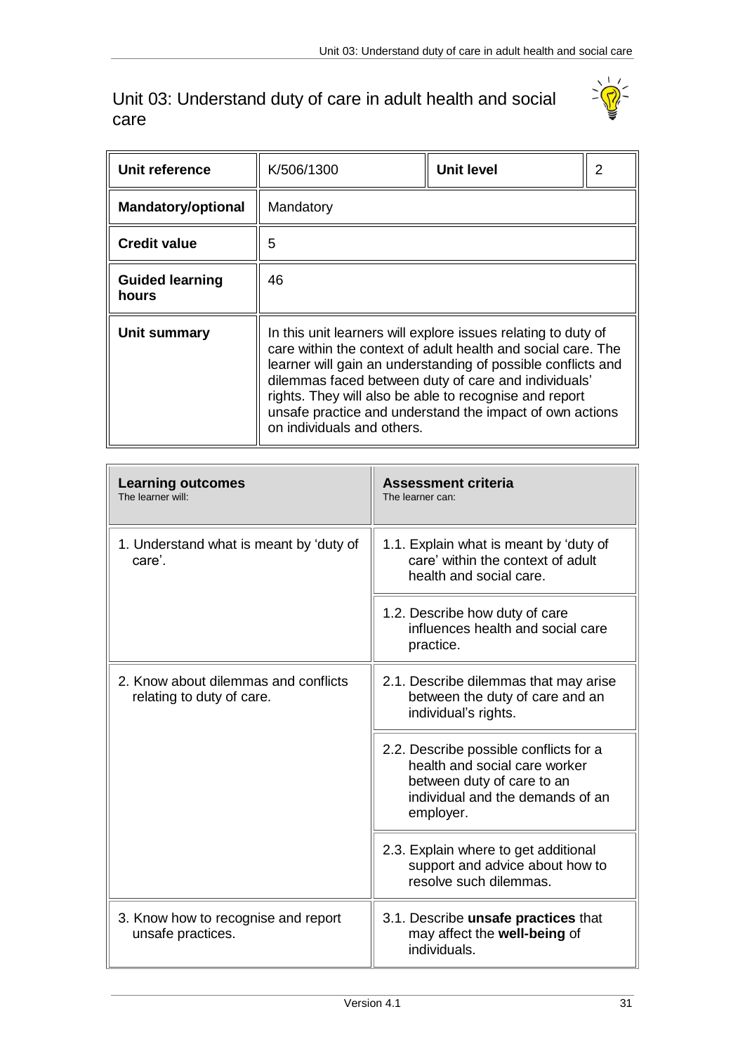# Unit 03: Understand duty of care in adult health and social care

| **Unit reference** | K/506/1300 | **Unit level** | 2 |
|---|---|---|---|
| **Mandatory/optional** | Mandatory | | |
| **Credit value** | 5 | | |
| **Guided learning hours** | 46 | | |
| **Unit summary** | In this unit learners will explore issues relating to duty of care within the context of adult health and social care. The learner will gain an understanding of possible conflicts and dilemmas faced between duty of care and individuals' rights. They will also be able to recognise and report unsafe practice and understand the impact of own actions on individuals and others. | | |

| **Learning outcomes**<br>The learner will: | **Assessment criteria**<br>The learner can: |
|---|---|
| 1. Understand what is meant by 'duty of care'. | 1.1. Explain what is meant by 'duty of care' within the context of adult health and social care. |
| | 1.2. Describe how duty of care influences health and social care practice. |
| 2. Know about dilemmas and conflicts relating to duty of care. | 2.1. Describe dilemmas that may arise between the duty of care and an individual's rights. |
| | 2.2. Describe possible conflicts for a health and social care worker between duty of care to an individual and the demands of an employer. |
| | 2.3. Explain where to get additional support and advice about how to resolve such dilemmas. |
| 3. Know how to recognise and report unsafe practices. | 3.1. Describe **unsafe practices** that may affect the **well-being** of individuals. |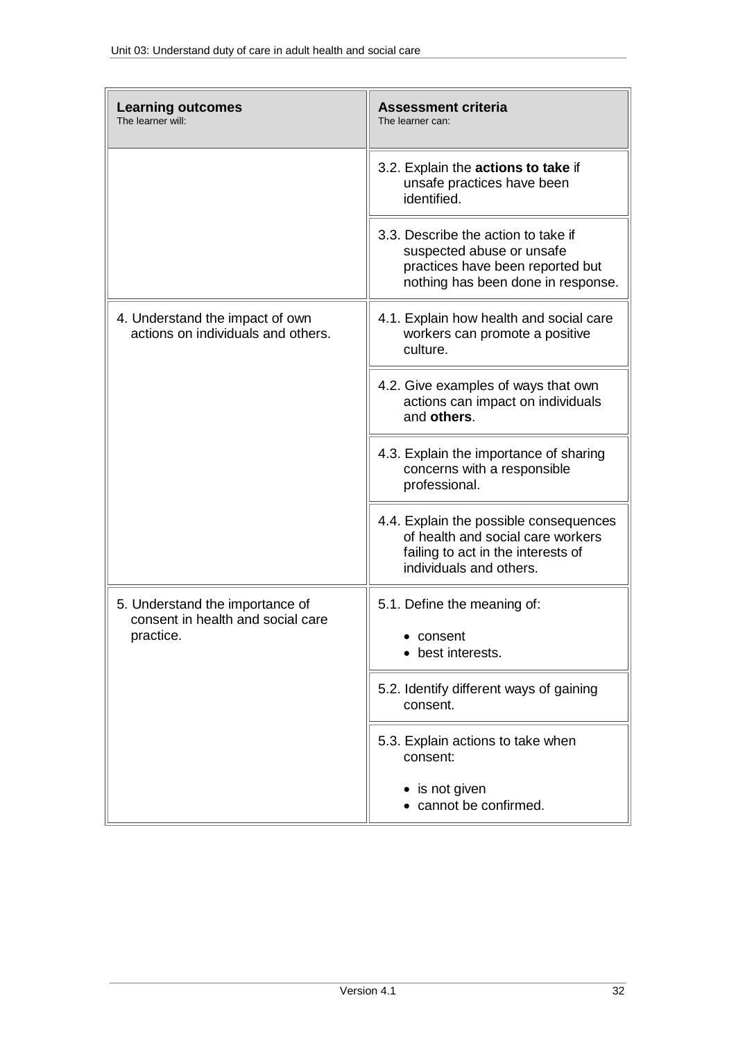| **Learning outcomes**<br>The learner will: | **Assessment criteria**<br>The learner can: |
|---|---|
| | 3.2. Explain the **actions to take** if unsafe practices have been identified. |
| | 3.3. Describe the action to take if suspected abuse or unsafe practices have been reported but nothing has been done in response. |
| 4. Understand the impact of own actions on individuals and others. | 4.1. Explain how health and social care workers can promote a positive culture. |
| | 4.2. Give examples of ways that own actions can impact on individuals and **others**. |
| | 4.3. Explain the importance of sharing concerns with a responsible professional. |
| | 4.4. Explain the possible consequences of health and social care workers failing to act in the interests of individuals and others. |
| 5. Understand the importance of consent in health and social care practice. | 5.1. Define the meaning of:<br>• consent<br>• best interests. |
| | 5.2. Identify different ways of gaining consent. |
| | 5.3. Explain actions to take when consent:<br>• is not given<br>• cannot be confirmed. |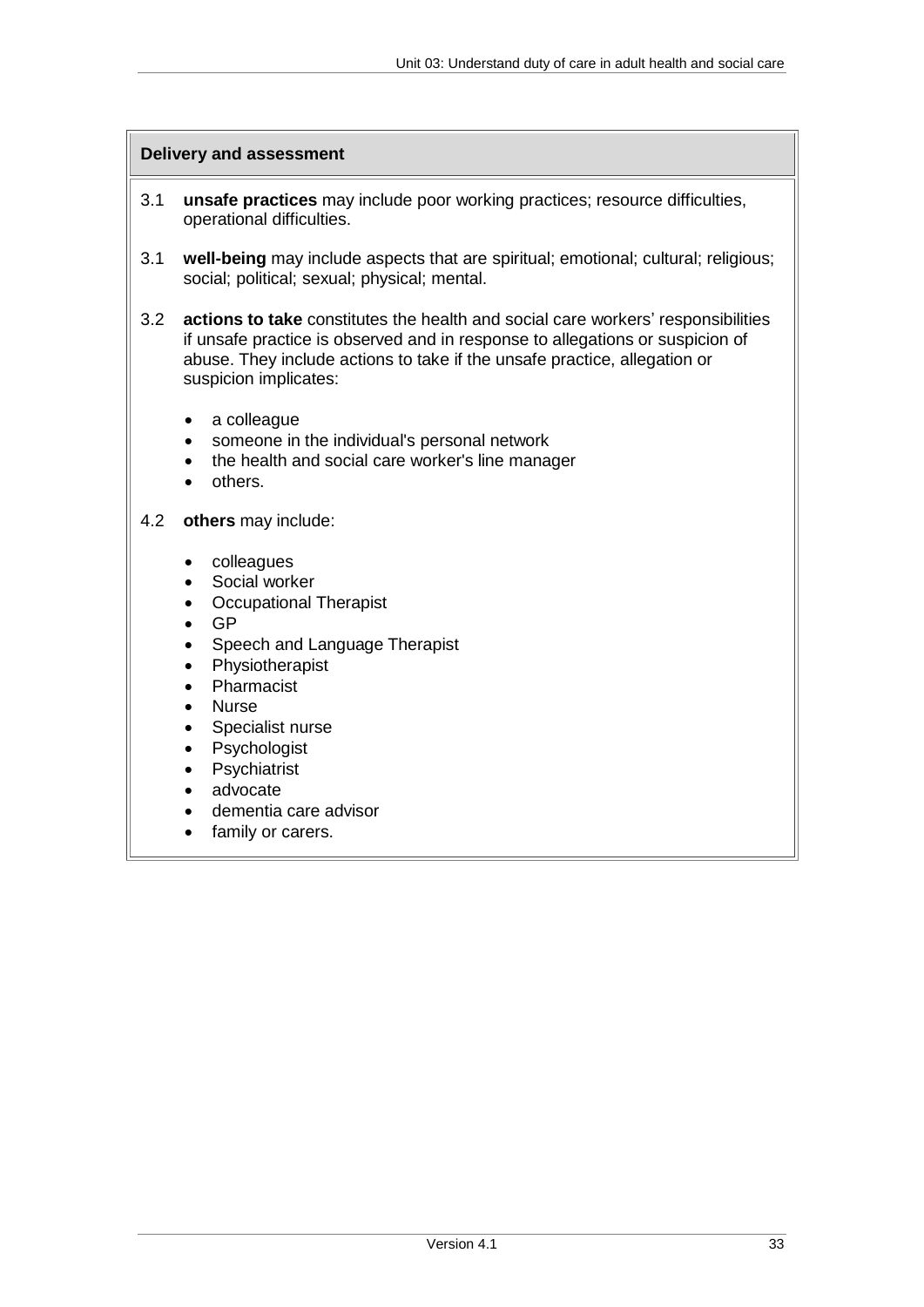## Delivery and assessment

3.1 **unsafe practices** may include poor working practices; resource difficulties, operational difficulties.

3.1 **well-being** may include aspects that are spiritual; emotional; cultural; religious; social; political; sexual; physical; mental.

3.2 **actions to take** constitutes the health and social care workers' responsibilities if unsafe practice is observed and in response to allegations or suspicion of abuse. They include actions to take if the unsafe practice, allegation or suspicion implicates:

- a colleague
- someone in the individual's personal network
- the health and social care worker's line manager
- others.

4.2 **others** may include:

- colleagues
- Social worker
- Occupational Therapist
- GP
- Speech and Language Therapist
- Physiotherapist
- Pharmacist
- Nurse
- Specialist nurse
- Psychologist
- Psychiatrist
- advocate
- dementia care advisor
- family or carers.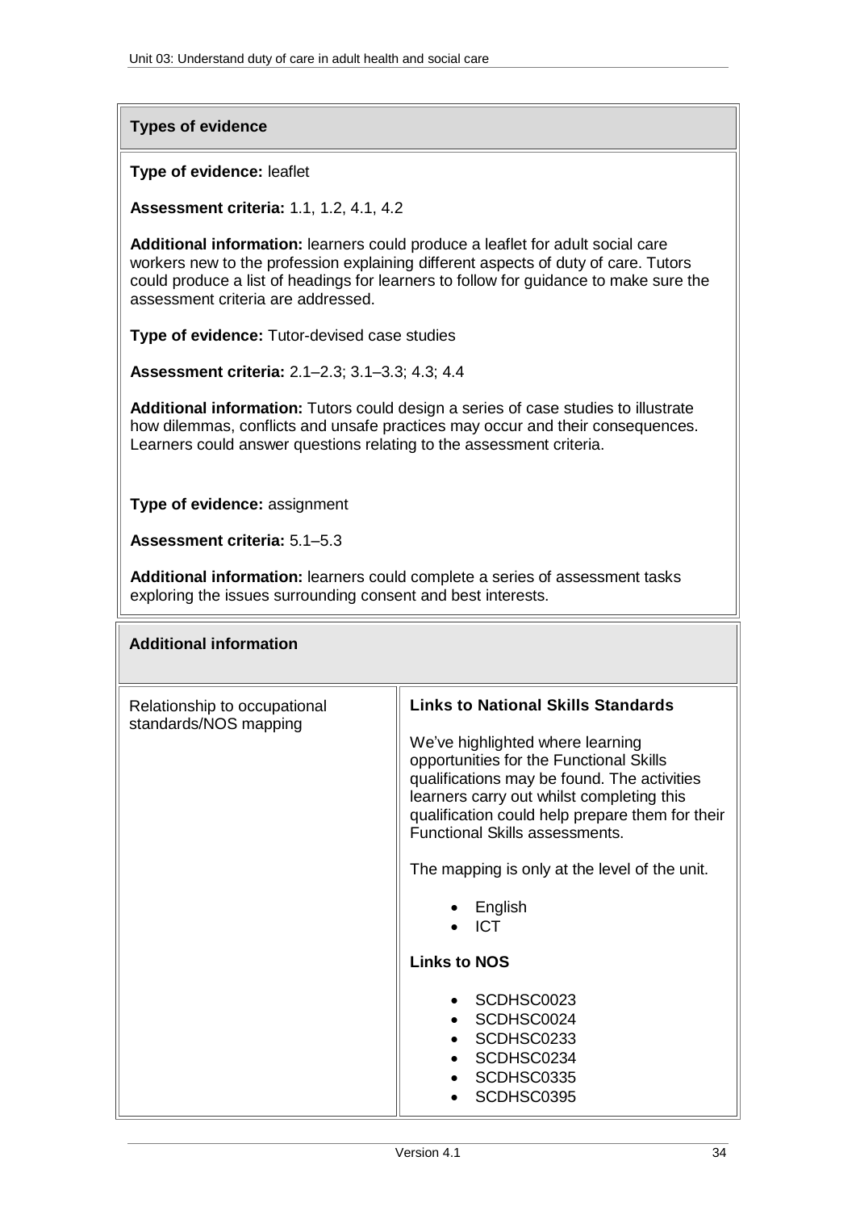## Types of evidence

**Type of evidence:** leaflet

**Assessment criteria:** 1.1, 1.2, 4.1, 4.2

**Additional information:** learners could produce a leaflet for adult social care workers new to the profession explaining different aspects of duty of care. Tutors could produce a list of headings for learners to follow for guidance to make sure the assessment criteria are addressed.

**Type of evidence:** Tutor-devised case studies

**Assessment criteria:** 2.1–2.3; 3.1–3.3; 4.3; 4.4

**Additional information:** Tutors could design a series of case studies to illustrate how dilemmas, conflicts and unsafe practices may occur and their consequences. Learners could answer questions relating to the assessment criteria.

**Type of evidence:** assignment

**Assessment criteria:** 5.1–5.3

**Additional information:** learners could complete a series of assessment tasks exploring the issues surrounding consent and best interests.

## Additional information

| Relationship to occupational standards/NOS mapping | **Links to National Skills Standards**<br><br>We've highlighted where learning opportunities for the Functional Skills qualifications may be found. The activities learners carry out whilst completing this qualification could help prepare them for their Functional Skills assessments.<br><br>The mapping is only at the level of the unit.<br><br>• English<br>• ICT<br><br>**Links to NOS**<br><br>• SCDHSC0023<br>• SCDHSC0024<br>• SCDHSC0233<br>• SCDHSC0234<br>• SCDHSC0335<br>• SCDHSC0395 |
|---|---|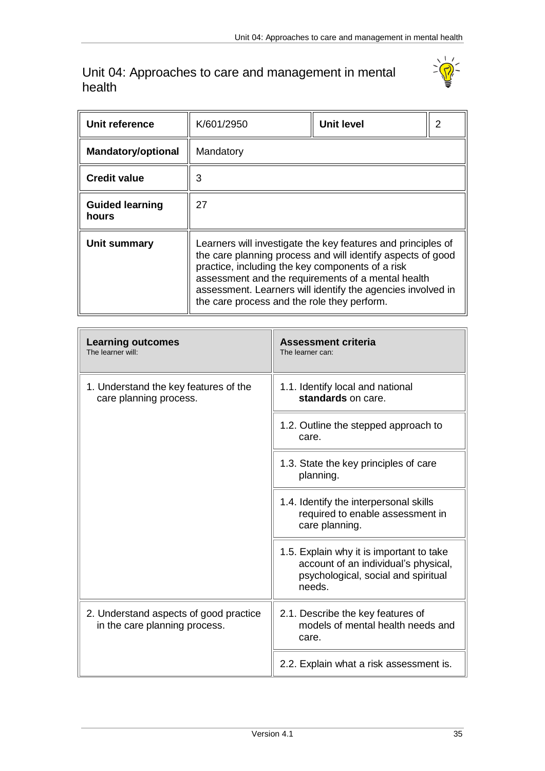# Unit 04: Approaches to care and management in mental health

| Unit reference | K/601/2950 | Unit level | 2 |
|---|---|---|---|
| **Mandatory/optional** | Mandatory | | |
| **Credit value** | 3 | | |
| **Guided learning hours** | 27 | | |
| **Unit summary** | Learners will investigate the key features and principles of the care planning process and will identify aspects of good practice, including the key components of a risk assessment and the requirements of a mental health assessment. Learners will identify the agencies involved in the care process and the role they perform. | | |

| **Learning outcomes**<br>The learner will: | **Assessment criteria**<br>The learner can: |
|---|---|
| 1. Understand the key features of the care planning process. | 1.1. Identify local and national **standards** on care. |
| | 1.2. Outline the stepped approach to care. |
| | 1.3. State the key principles of care planning. |
| | 1.4. Identify the interpersonal skills required to enable assessment in care planning. |
| | 1.5. Explain why it is important to take account of an individual's physical, psychological, social and spiritual needs. |
| 2. Understand aspects of good practice in the care planning process. | 2.1. Describe the key features of models of mental health needs and care. |
| | 2.2. Explain what a risk assessment is. |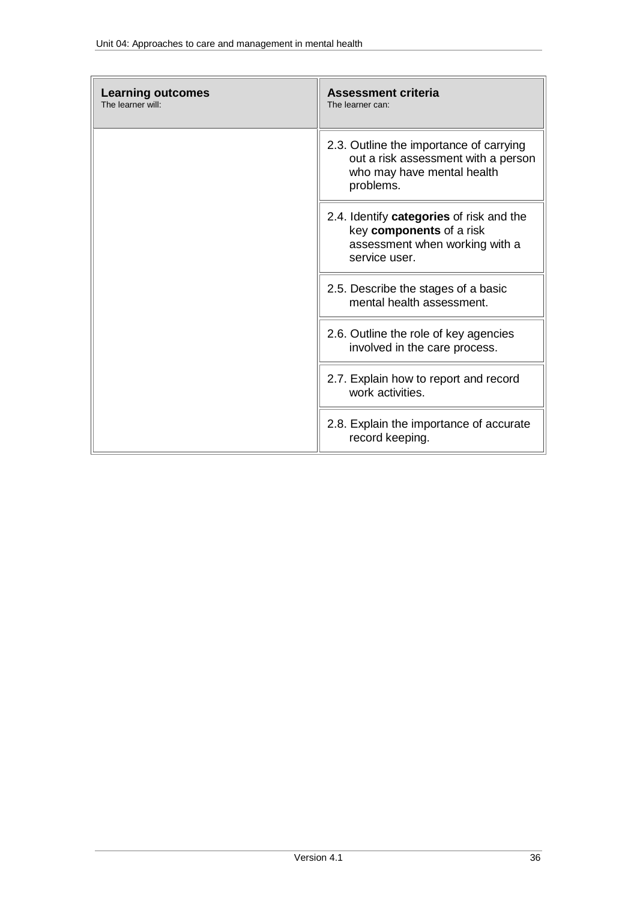| **Learning outcomes**<br>The learner will: | **Assessment criteria**<br>The learner can: |
|---|---|
| | 2.3. Outline the importance of carrying out a risk assessment with a person who may have mental health problems. |
| | 2.4. Identify **categories** of risk and the key **components** of a risk assessment when working with a service user. |
| | 2.5. Describe the stages of a basic mental health assessment. |
| | 2.6. Outline the role of key agencies involved in the care process. |
| | 2.7. Explain how to report and record work activities. |
| | 2.8. Explain the importance of accurate record keeping. |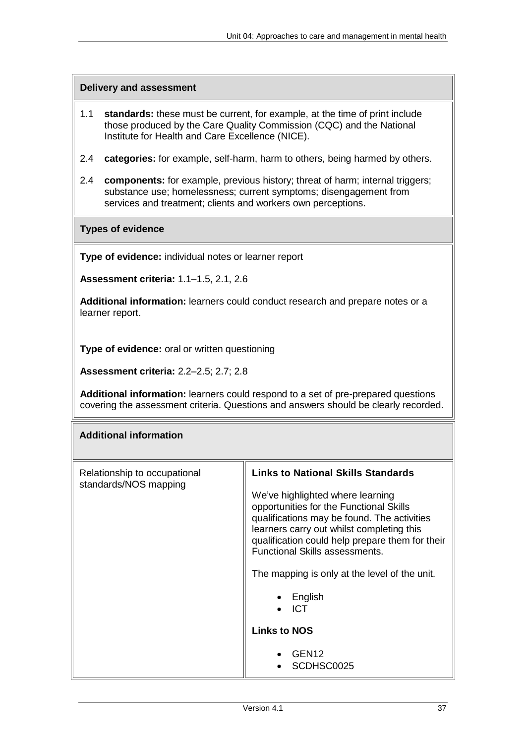## Delivery and assessment

1.1 **standards:** these must be current, for example, at the time of print include those produced by the Care Quality Commission (CQC) and the National Institute for Health and Care Excellence (NICE).

2.4 **categories:** for example, self-harm, harm to others, being harmed by others.

2.4 **components:** for example, previous history; threat of harm; internal triggers; substance use; homelessness; current symptoms; disengagement from services and treatment; clients and workers own perceptions.

## Types of evidence

**Type of evidence:** individual notes or learner report

**Assessment criteria:** 1.1–1.5, 2.1, 2.6

**Additional information:** learners could conduct research and prepare notes or a learner report.

**Type of evidence:** oral or written questioning

**Assessment criteria:** 2.2–2.5; 2.7; 2.8

**Additional information:** learners could respond to a set of pre-prepared questions covering the assessment criteria. Questions and answers should be clearly recorded.

## Additional information

| Relationship to occupational standards/NOS mapping | **Links to National Skills Standards**<br><br>We've highlighted where learning opportunities for the Functional Skills qualifications may be found. The activities learners carry out whilst completing this qualification could help prepare them for their Functional Skills assessments.<br><br>The mapping is only at the level of the unit.<br><br>• English<br>• ICT<br><br>**Links to NOS**<br><br>• GEN12<br>• SCDHSC0025 |
|---|---|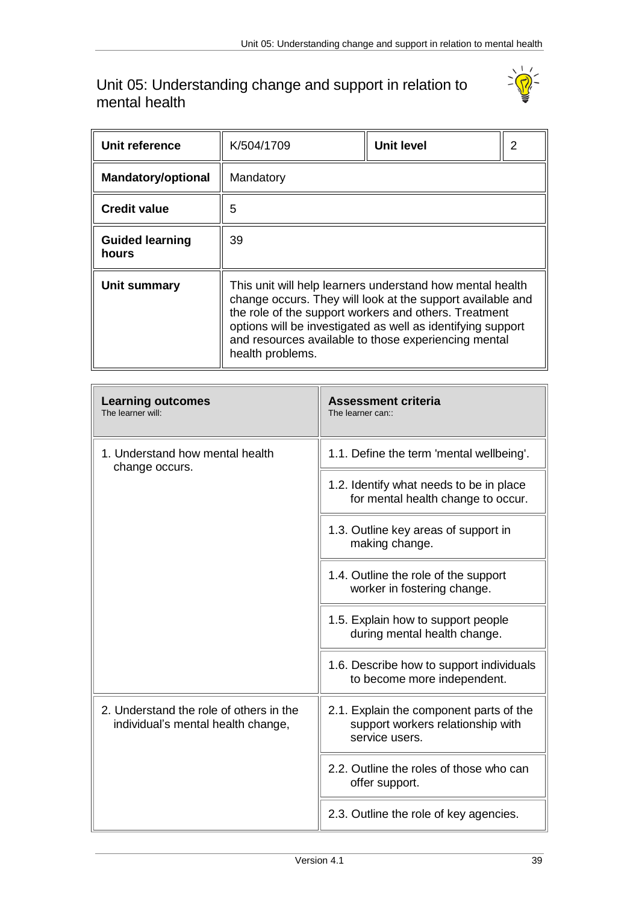# Unit 05: Understanding change and support in relation to mental health

| Unit reference | K/504/1709 | Unit level | 2 |
|---|---|---|---|
| **Mandatory/optional** | Mandatory | | |
| **Credit value** | 5 | | |
| **Guided learning hours** | 39 | | |
| **Unit summary** | This unit will help learners understand how mental health change occurs. They will look at the support available and the role of the support workers and others. Treatment options will be investigated as well as identifying support and resources available to those experiencing mental health problems. | | |

| **Learning outcomes** The learner will: | **Assessment criteria** The learner can:: |
|---|---|
| 1. Understand how mental health change occurs. | 1.1. Define the term 'mental wellbeing'. |
| | 1.2. Identify what needs to be in place for mental health change to occur. |
| | 1.3. Outline key areas of support in making change. |
| | 1.4. Outline the role of the support worker in fostering change. |
| | 1.5. Explain how to support people during mental health change. |
| | 1.6. Describe how to support individuals to become more independent. |
| 2. Understand the role of others in the individual's mental health change, | 2.1. Explain the component parts of the support workers relationship with service users. |
| | 2.2. Outline the roles of those who can offer support. |
| | 2.3. Outline the role of key agencies. |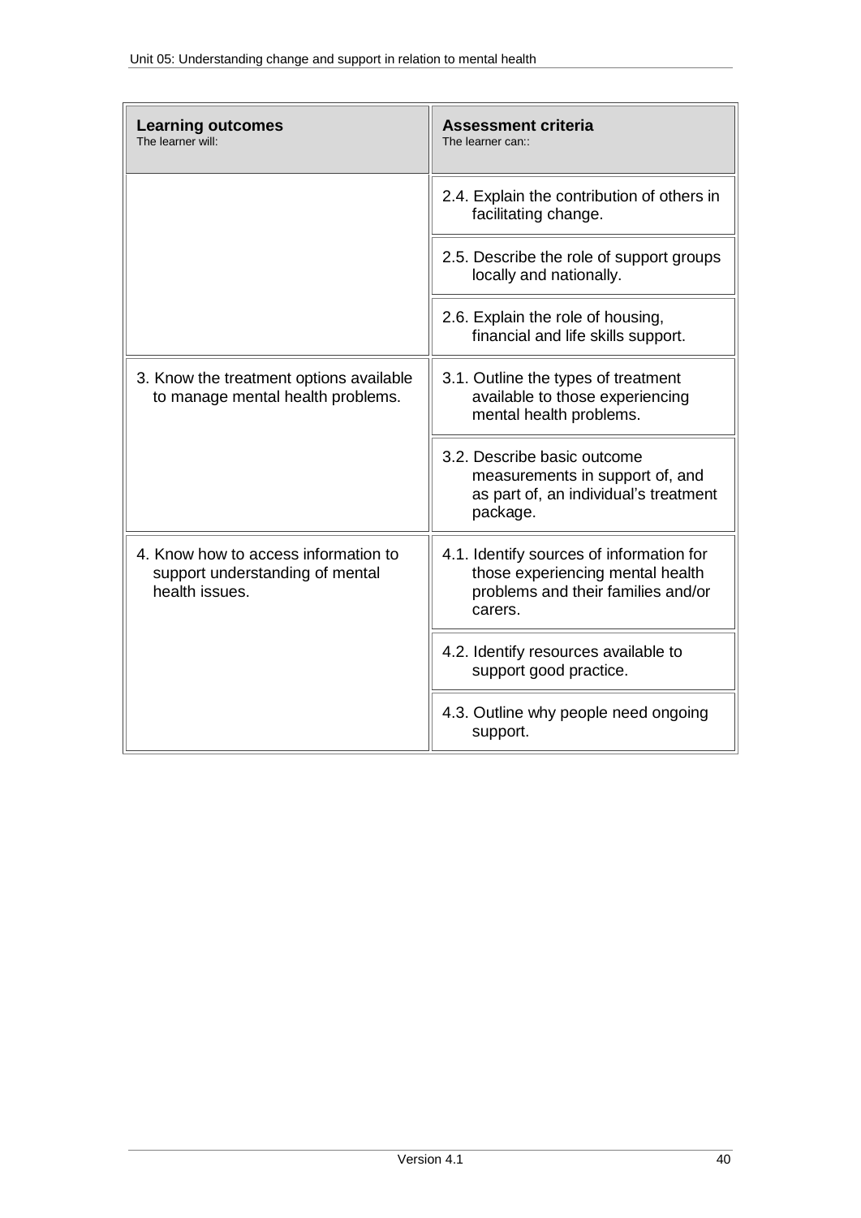| **Learning outcomes**<br>The learner will: | **Assessment criteria**<br>The learner can:: |
|---|---|
| | 2.4. Explain the contribution of others in facilitating change. |
| | 2.5. Describe the role of support groups locally and nationally. |
| | 2.6. Explain the role of housing, financial and life skills support. |
| 3. Know the treatment options available to manage mental health problems. | 3.1. Outline the types of treatment available to those experiencing mental health problems. |
| | 3.2. Describe basic outcome measurements in support of, and as part of, an individual's treatment package. |
| 4. Know how to access information to support understanding of mental health issues. | 4.1. Identify sources of information for those experiencing mental health problems and their families and/or carers. |
| | 4.2. Identify resources available to support good practice. |
| | 4.3. Outline why people need ongoing support. |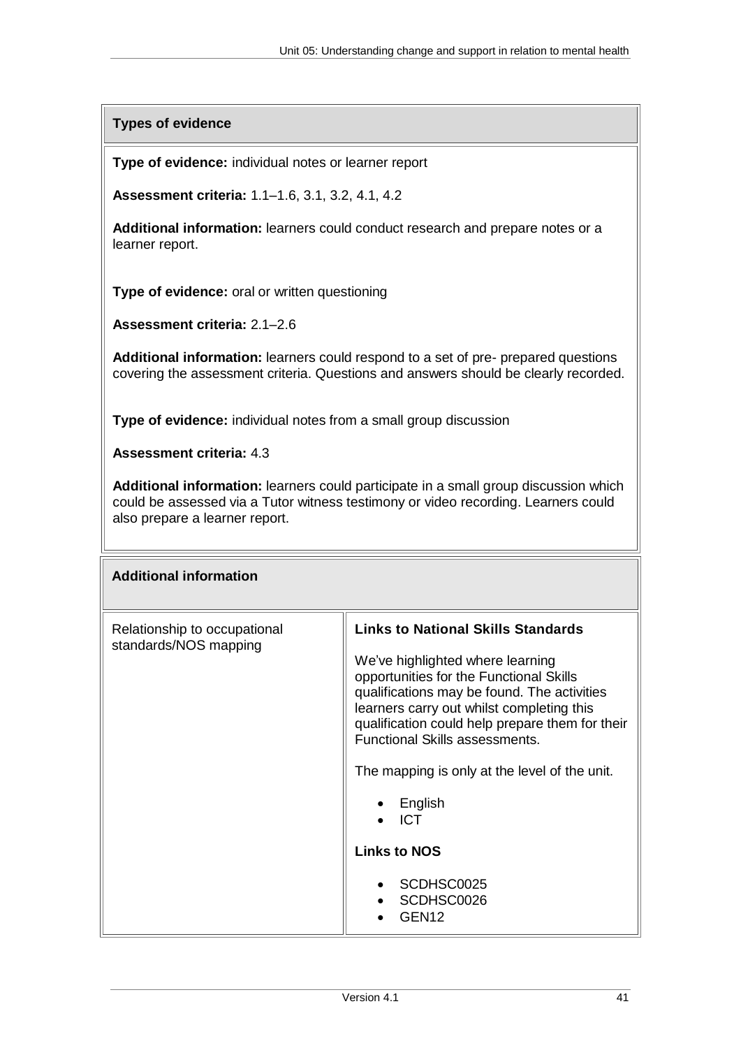## Types of evidence

**Type of evidence:** individual notes or learner report

**Assessment criteria:** 1.1–1.6, 3.1, 3.2, 4.1, 4.2

**Additional information:** learners could conduct research and prepare notes or a learner report.

**Type of evidence:** oral or written questioning

**Assessment criteria:** 2.1–2.6

**Additional information:** learners could respond to a set of pre- prepared questions covering the assessment criteria. Questions and answers should be clearly recorded.

**Type of evidence:** individual notes from a small group discussion

**Assessment criteria:** 4.3

**Additional information:** learners could participate in a small group discussion which could be assessed via a Tutor witness testimony or video recording. Learners could also prepare a learner report.

## Additional information

| Relationship to occupational standards/NOS mapping | **Links to National Skills Standards**<br><br>We've highlighted where learning opportunities for the Functional Skills qualifications may be found. The activities learners carry out whilst completing this qualification could help prepare them for their Functional Skills assessments.<br><br>The mapping is only at the level of the unit.<br><br>• English<br>• ICT<br><br>**Links to NOS**<br><br>• SCDHSC0025<br>• SCDHSC0026<br>• GEN12 |
|---|---|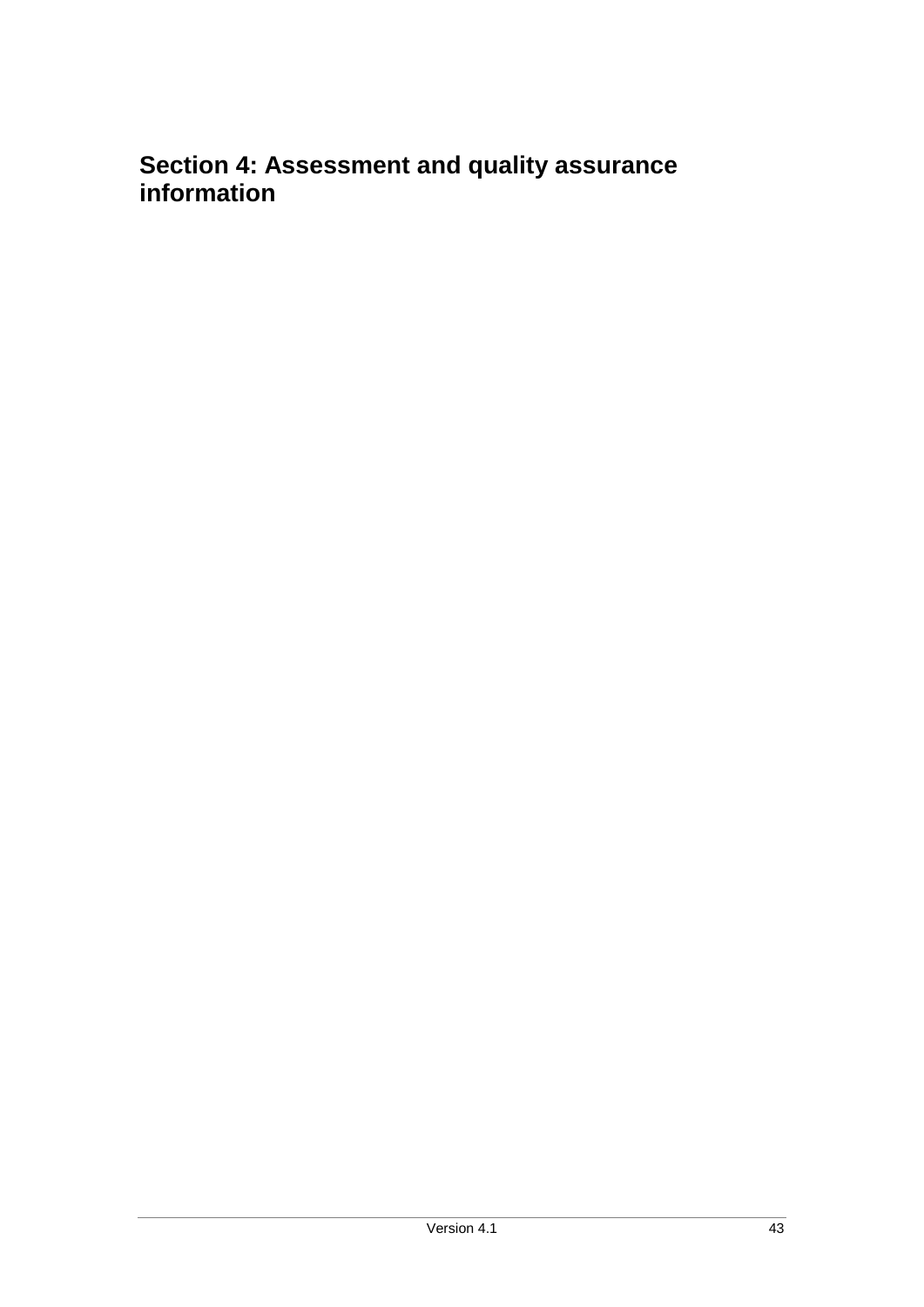# Section 4: Assessment and quality assurance information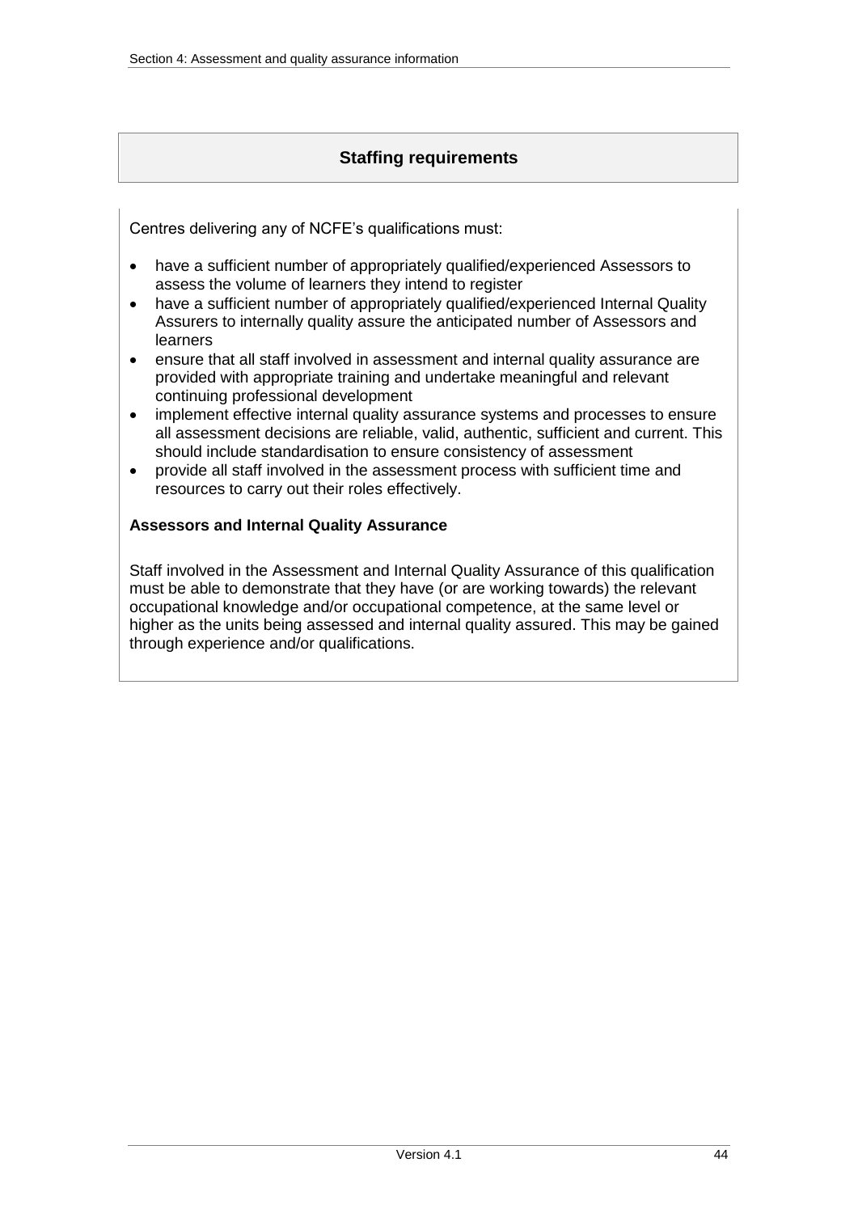## Staffing requirements

Centres delivering any of NCFE's qualifications must:

- have a sufficient number of appropriately qualified/experienced Assessors to assess the volume of learners they intend to register
- have a sufficient number of appropriately qualified/experienced Internal Quality Assurers to internally quality assure the anticipated number of Assessors and learners
- ensure that all staff involved in assessment and internal quality assurance are provided with appropriate training and undertake meaningful and relevant continuing professional development
- implement effective internal quality assurance systems and processes to ensure all assessment decisions are reliable, valid, authentic, sufficient and current. This should include standardisation to ensure consistency of assessment
- provide all staff involved in the assessment process with sufficient time and resources to carry out their roles effectively.

**Assessors and Internal Quality Assurance**

Staff involved in the Assessment and Internal Quality Assurance of this qualification must be able to demonstrate that they have (or are working towards) the relevant occupational knowledge and/or occupational competence, at the same level or higher as the units being assessed and internal quality assured. This may be gained through experience and/or qualifications.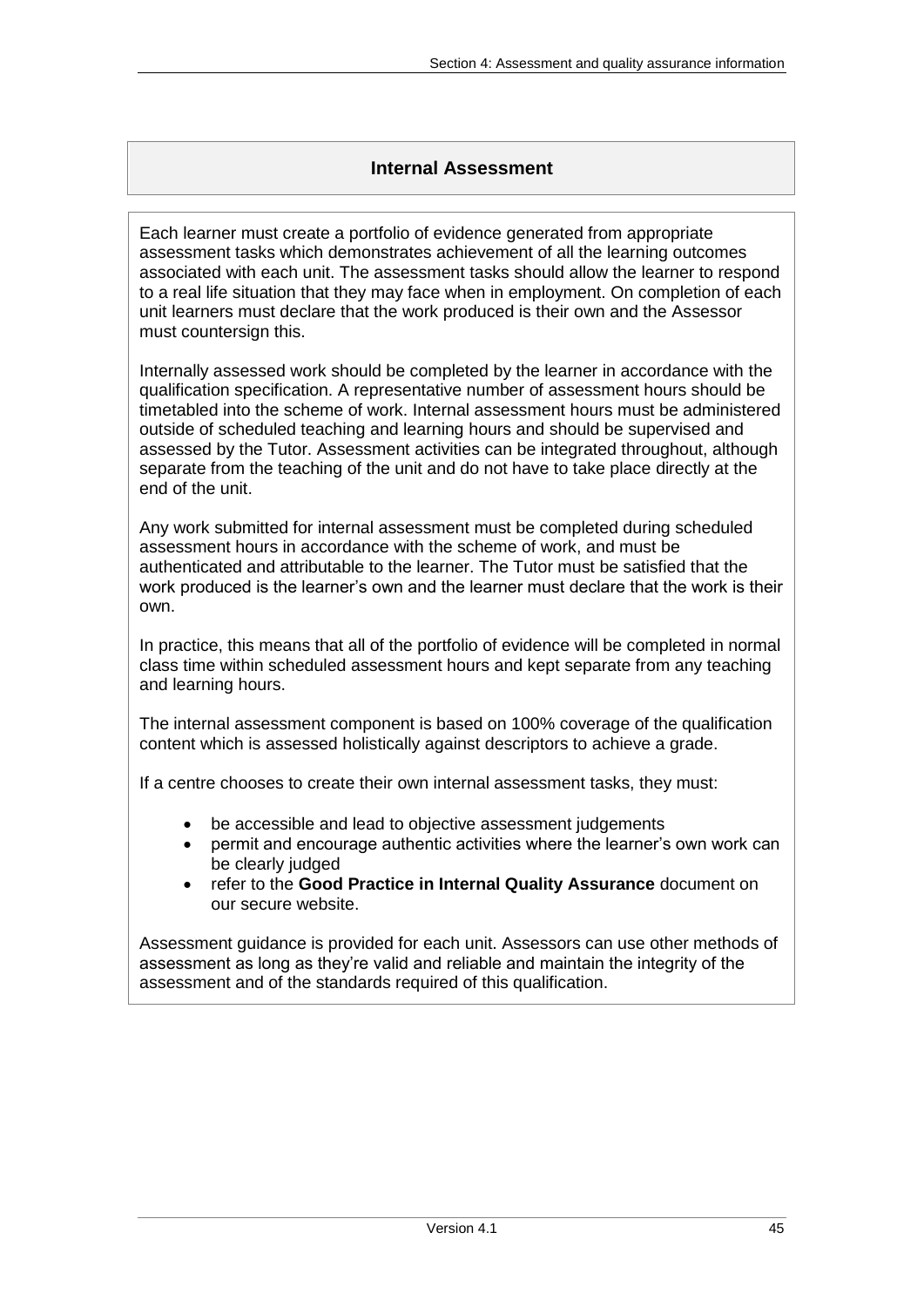## Internal Assessment

Each learner must create a portfolio of evidence generated from appropriate assessment tasks which demonstrates achievement of all the learning outcomes associated with each unit. The assessment tasks should allow the learner to respond to a real life situation that they may face when in employment. On completion of each unit learners must declare that the work produced is their own and the Assessor must countersign this.

Internally assessed work should be completed by the learner in accordance with the qualification specification. A representative number of assessment hours should be timetabled into the scheme of work. Internal assessment hours must be administered outside of scheduled teaching and learning hours and should be supervised and assessed by the Tutor. Assessment activities can be integrated throughout, although separate from the teaching of the unit and do not have to take place directly at the end of the unit.

Any work submitted for internal assessment must be completed during scheduled assessment hours in accordance with the scheme of work, and must be authenticated and attributable to the learner. The Tutor must be satisfied that the work produced is the learner's own and the learner must declare that the work is their own.

In practice, this means that all of the portfolio of evidence will be completed in normal class time within scheduled assessment hours and kept separate from any teaching and learning hours.

The internal assessment component is based on 100% coverage of the qualification content which is assessed holistically against descriptors to achieve a grade.

If a centre chooses to create their own internal assessment tasks, they must:

- be accessible and lead to objective assessment judgements
- permit and encourage authentic activities where the learner's own work can be clearly judged
- refer to the **Good Practice in Internal Quality Assurance** document on our secure website.

Assessment guidance is provided for each unit. Assessors can use other methods of assessment as long as they're valid and reliable and maintain the integrity of the assessment and of the standards required of this qualification.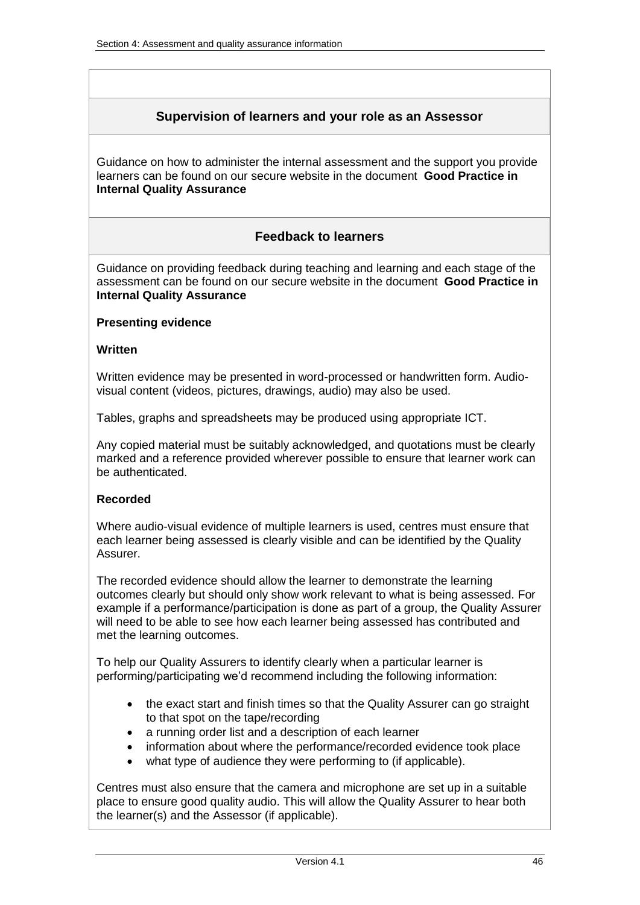## Supervision of learners and your role as an Assessor

Guidance on how to administer the internal assessment and the support you provide learners can be found on our secure website in the document **Good Practice in Internal Quality Assurance**

## Feedback to learners

Guidance on providing feedback during teaching and learning and each stage of the assessment can be found on our secure website in the document **Good Practice in Internal Quality Assurance**

**Presenting evidence**

**Written**

Written evidence may be presented in word-processed or handwritten form. Audio-visual content (videos, pictures, drawings, audio) may also be used.

Tables, graphs and spreadsheets may be produced using appropriate ICT.

Any copied material must be suitably acknowledged, and quotations must be clearly marked and a reference provided wherever possible to ensure that learner work can be authenticated.

**Recorded**

Where audio-visual evidence of multiple learners is used, centres must ensure that each learner being assessed is clearly visible and can be identified by the Quality Assurer.

The recorded evidence should allow the learner to demonstrate the learning outcomes clearly but should only show work relevant to what is being assessed. For example if a performance/participation is done as part of a group, the Quality Assurer will need to be able to see how each learner being assessed has contributed and met the learning outcomes.

To help our Quality Assurers to identify clearly when a particular learner is performing/participating we'd recommend including the following information:

- the exact start and finish times so that the Quality Assurer can go straight to that spot on the tape/recording
- a running order list and a description of each learner
- information about where the performance/recorded evidence took place
- what type of audience they were performing to (if applicable).

Centres must also ensure that the camera and microphone are set up in a suitable place to ensure good quality audio. This will allow the Quality Assurer to hear both the learner(s) and the Assessor (if applicable).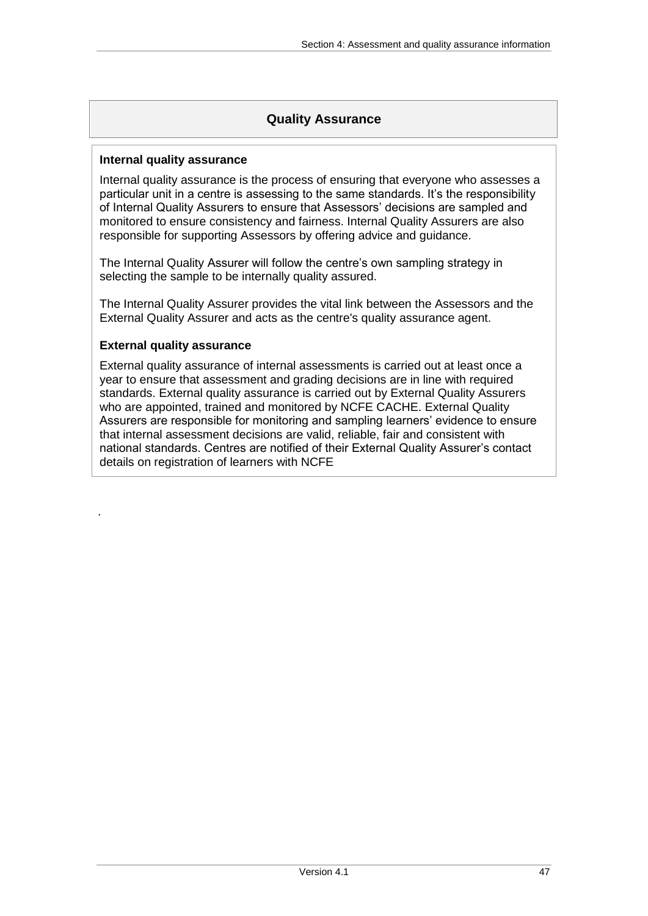## Quality Assurance

### Internal quality assurance

Internal quality assurance is the process of ensuring that everyone who assesses a particular unit in a centre is assessing to the same standards. It's the responsibility of Internal Quality Assurers to ensure that Assessors' decisions are sampled and monitored to ensure consistency and fairness. Internal Quality Assurers are also responsible for supporting Assessors by offering advice and guidance.

The Internal Quality Assurer will follow the centre's own sampling strategy in selecting the sample to be internally quality assured.

The Internal Quality Assurer provides the vital link between the Assessors and the External Quality Assurer and acts as the centre's quality assurance agent.

### External quality assurance

External quality assurance of internal assessments is carried out at least once a year to ensure that assessment and grading decisions are in line with required standards. External quality assurance is carried out by External Quality Assurers who are appointed, trained and monitored by NCFE CACHE. External Quality Assurers are responsible for monitoring and sampling learners' evidence to ensure that internal assessment decisions are valid, reliable, fair and consistent with national standards. Centres are notified of their External Quality Assurer's contact details on registration of learners with NCFE

.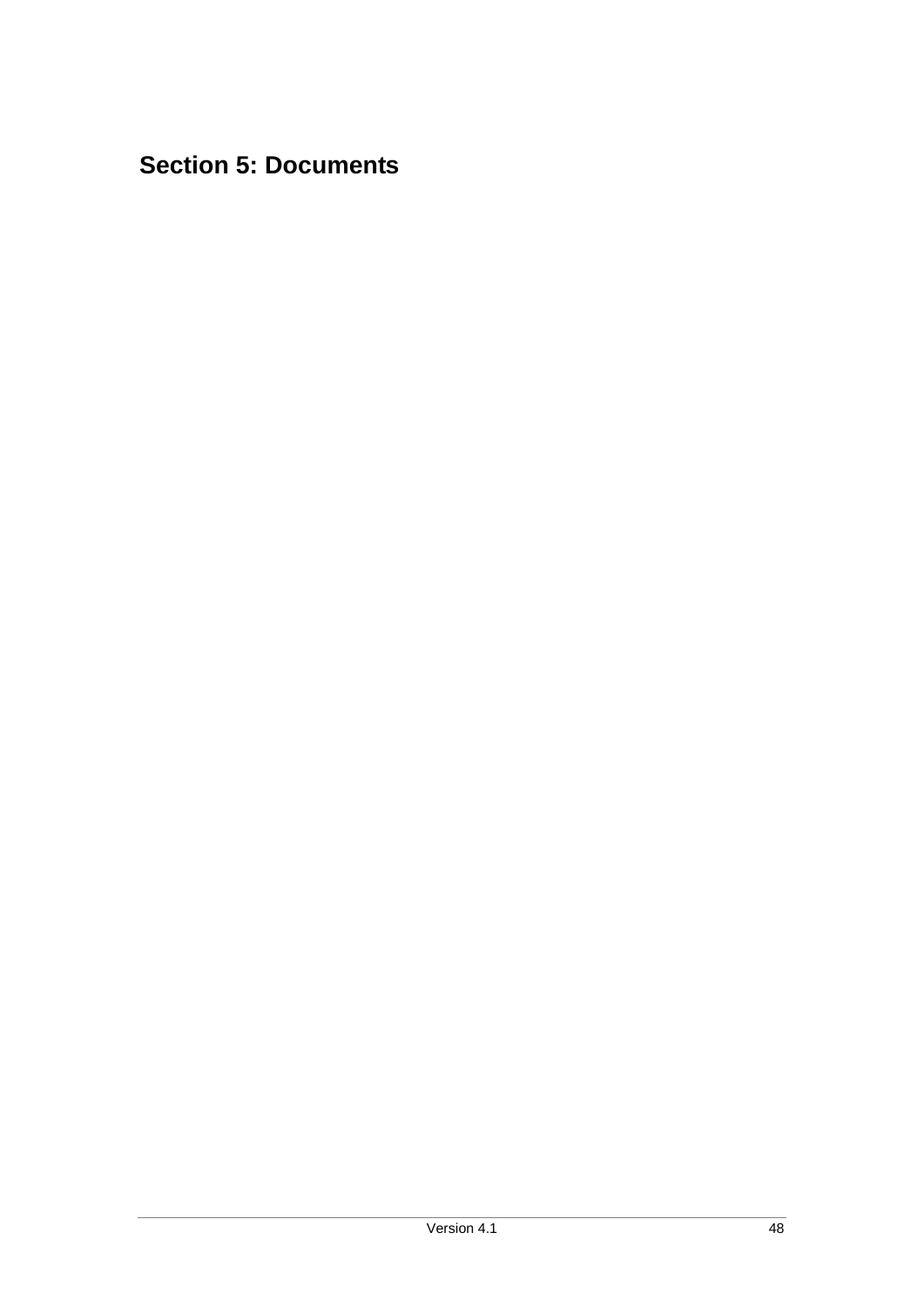# Section 5: Documents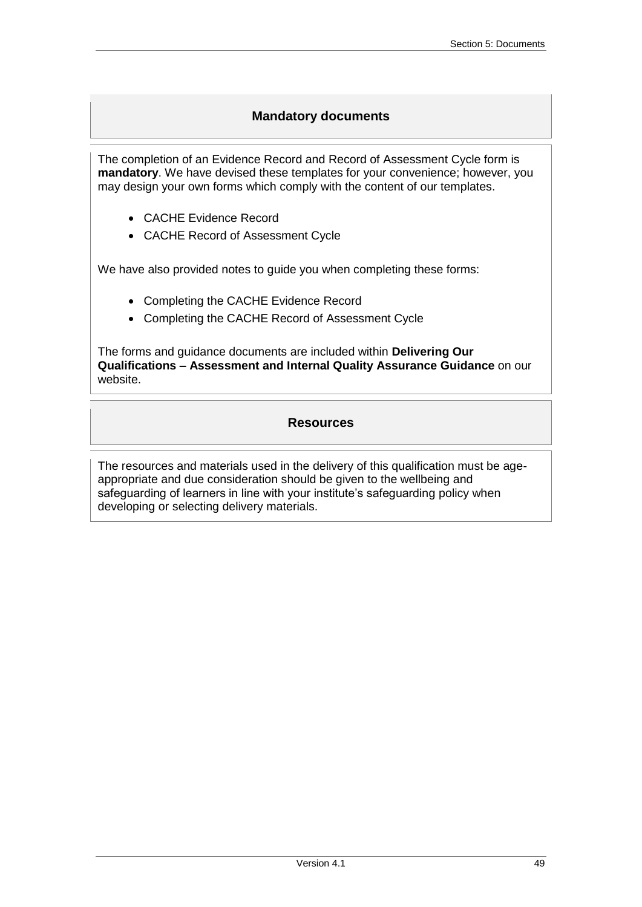## Mandatory documents

The completion of an Evidence Record and Record of Assessment Cycle form is **mandatory**. We have devised these templates for your convenience; however, you may design your own forms which comply with the content of our templates.

- CACHE Evidence Record
- CACHE Record of Assessment Cycle

We have also provided notes to guide you when completing these forms:

- Completing the CACHE Evidence Record
- Completing the CACHE Record of Assessment Cycle

The forms and guidance documents are included within **Delivering Our Qualifications – Assessment and Internal Quality Assurance Guidance** on our website.

## Resources

The resources and materials used in the delivery of this qualification must be age-appropriate and due consideration should be given to the wellbeing and safeguarding of learners in line with your institute's safeguarding policy when developing or selecting delivery materials.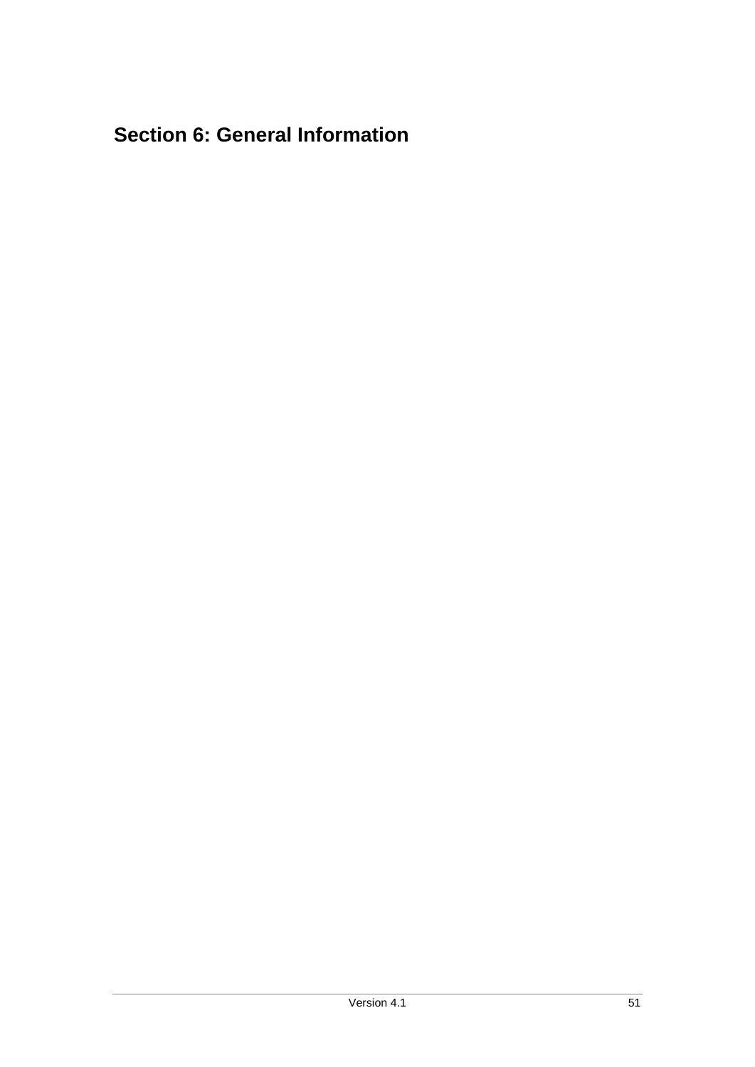# Section 6: General Information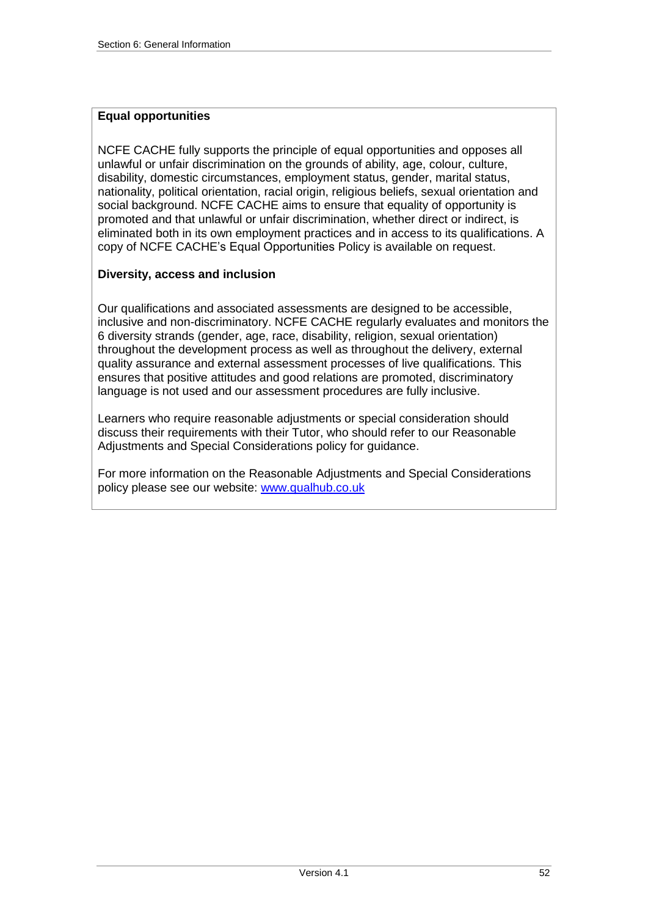## Equal opportunities

NCFE CACHE fully supports the principle of equal opportunities and opposes all unlawful or unfair discrimination on the grounds of ability, age, colour, culture, disability, domestic circumstances, employment status, gender, marital status, nationality, political orientation, racial origin, religious beliefs, sexual orientation and social background. NCFE CACHE aims to ensure that equality of opportunity is promoted and that unlawful or unfair discrimination, whether direct or indirect, is eliminated both in its own employment practices and in access to its qualifications. A copy of NCFE CACHE's Equal Opportunities Policy is available on request.

## Diversity, access and inclusion

Our qualifications and associated assessments are designed to be accessible, inclusive and non-discriminatory. NCFE CACHE regularly evaluates and monitors the 6 diversity strands (gender, age, race, disability, religion, sexual orientation) throughout the development process as well as throughout the delivery, external quality assurance and external assessment processes of live qualifications. This ensures that positive attitudes and good relations are promoted, discriminatory language is not used and our assessment procedures are fully inclusive.

Learners who require reasonable adjustments or special consideration should discuss their requirements with their Tutor, who should refer to our Reasonable Adjustments and Special Considerations policy for guidance.

For more information on the Reasonable Adjustments and Special Considerations policy please see our website: www.qualhub.co.uk